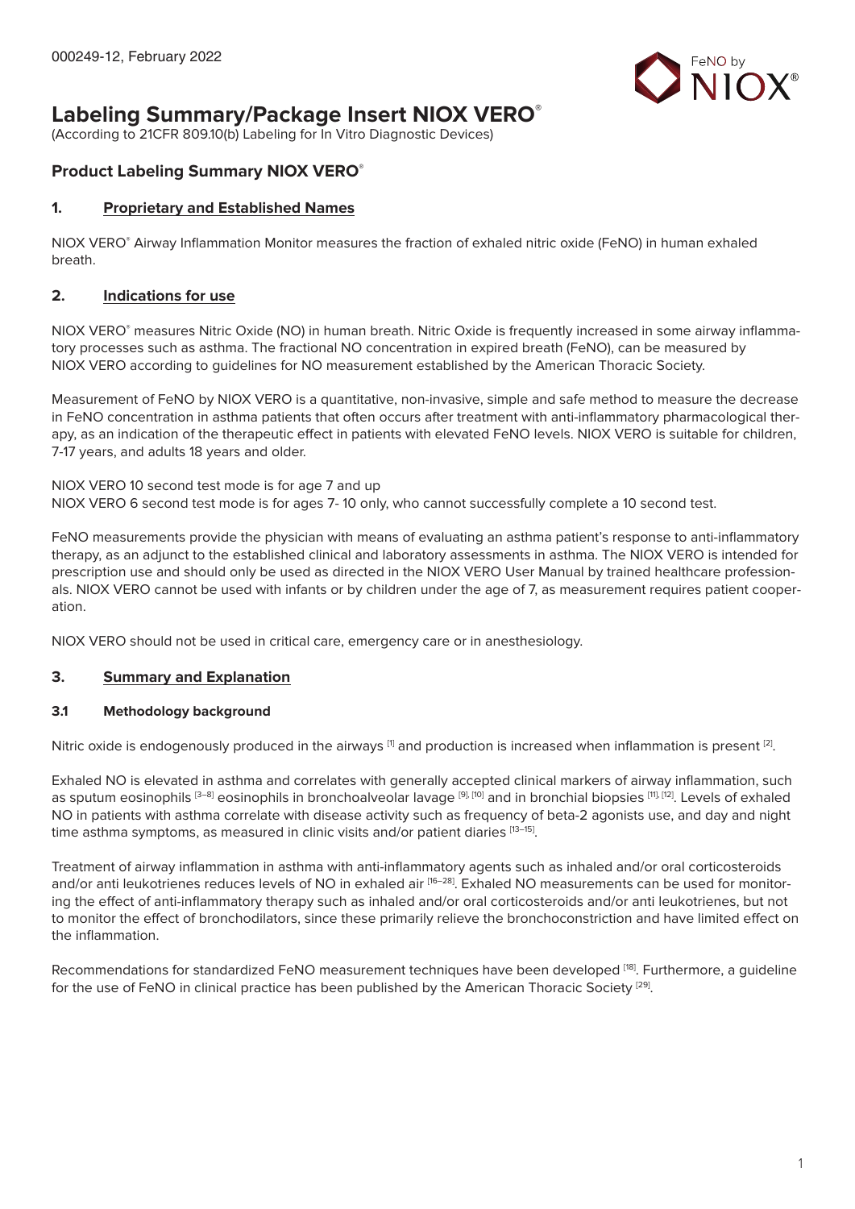000249-12, February 2022

# Labeling Summary/Package Insert NIOX VERO®

(According to 21CFR 809.10(b) Labeling for In Vitro Diagnostic Devices)

## Product Labeling Summary NIOX VERO®

### 1. Proprietary and Established Names

NIOX VERO® Airway Inflammation Monitor measures the fraction of exhaled nitric oxide (FeNO) in human exhaled breath.

### 2. Indications for use

NIOX VERO® measures Nitric Oxide (NO) in human breath. Nitric Oxide is frequently increased in some airway inflammatory processes such as asthma. The fractional NO concentration in expired breath (FeNO), can be measured by NIOX VERO according to guidelines for NO measurement established by the American Thoracic Society.

Measurement of FeNO by NIOX VERO is a quantitative, non-invasive, simple and safe method to measure the decrease in FeNO concentration in asthma patients that often occurs after treatment with anti-inflammatory pharmacological therapy, as an indication of the therapeutic effect in patients with elevated FeNO levels. NIOX VERO is suitable for children, 7-17 years, and adults 18 years and older.

NIOX VERO 10 second test mode is for age 7 and up
NIOX VERO 6 second test mode is for ages 7- 10 only, who cannot successfully complete a 10 second test.

FeNO measurements provide the physician with means of evaluating an asthma patient's response to anti-inflammatory therapy, as an adjunct to the established clinical and laboratory assessments in asthma. The NIOX VERO is intended for prescription use and should only be used as directed in the NIOX VERO User Manual by trained healthcare professionals. NIOX VERO cannot be used with infants or by children under the age of 7, as measurement requires patient cooperation.

NIOX VERO should not be used in critical care, emergency care or in anesthesiology.

### 3. Summary and Explanation

#### 3.1 Methodology background

Nitric oxide is endogenously produced in the airways [1] and production is increased when inflammation is present [2].

Exhaled NO is elevated in asthma and correlates with generally accepted clinical markers of airway inflammation, such as sputum eosinophils [3–8] eosinophils in bronchoalveolar lavage [9, 10] and in bronchial biopsies [11, 12]. Levels of exhaled NO in patients with asthma correlate with disease activity such as frequency of beta-2 agonists use, and day and night time asthma symptoms, as measured in clinic visits and/or patient diaries [13–15].

Treatment of airway inflammation in asthma with anti-inflammatory agents such as inhaled and/or oral corticosteroids and/or anti leukotrienes reduces levels of NO in exhaled air [16–28]. Exhaled NO measurements can be used for monitoring the effect of anti-inflammatory therapy such as inhaled and/or oral corticosteroids and/or anti leukotrienes, but not to monitor the effect of bronchodilators, since these primarily relieve the bronchoconstriction and have limited effect on the inflammation.

Recommendations for standardized FeNO measurement techniques have been developed [18]. Furthermore, a guideline for the use of FeNO in clinical practice has been published by the American Thoracic Society [29].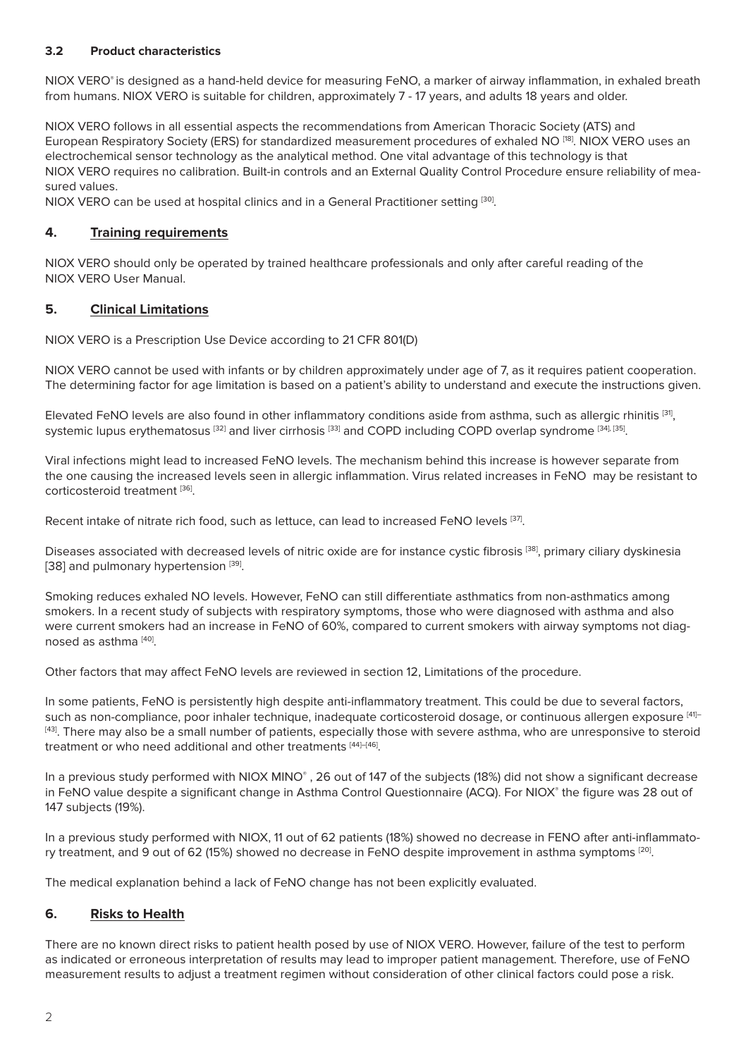### 3.2 Product characteristics

NIOX VERO® is designed as a hand-held device for measuring FeNO, a marker of airway inflammation, in exhaled breath from humans. NIOX VERO is suitable for children, approximately 7 - 17 years, and adults 18 years and older.

NIOX VERO follows in all essential aspects the recommendations from American Thoracic Society (ATS) and European Respiratory Society (ERS) for standardized measurement procedures of exhaled NO [18]. NIOX VERO uses an electrochemical sensor technology as the analytical method. One vital advantage of this technology is that NIOX VERO requires no calibration. Built-in controls and an External Quality Control Procedure ensure reliability of measured values.
NIOX VERO can be used at hospital clinics and in a General Practitioner setting [30].

## 4. Training requirements

NIOX VERO should only be operated by trained healthcare professionals and only after careful reading of the NIOX VERO User Manual.

## 5. Clinical Limitations

NIOX VERO is a Prescription Use Device according to 21 CFR 801(D)

NIOX VERO cannot be used with infants or by children approximately under age of 7, as it requires patient cooperation. The determining factor for age limitation is based on a patient's ability to understand and execute the instructions given.

Elevated FeNO levels are also found in other inflammatory conditions aside from asthma, such as allergic rhinitis [31], systemic lupus erythematosus [32] and liver cirrhosis [33] and COPD including COPD overlap syndrome [34], [35].

Viral infections might lead to increased FeNO levels. The mechanism behind this increase is however separate from the one causing the increased levels seen in allergic inflammation. Virus related increases in FeNO may be resistant to corticosteroid treatment [36].

Recent intake of nitrate rich food, such as lettuce, can lead to increased FeNO levels [37].

Diseases associated with decreased levels of nitric oxide are for instance cystic fibrosis [38], primary ciliary dyskinesia [38] and pulmonary hypertension [39].

Smoking reduces exhaled NO levels. However, FeNO can still differentiate asthmatics from non-asthmatics among smokers. In a recent study of subjects with respiratory symptoms, those who were diagnosed with asthma and also were current smokers had an increase in FeNO of 60%, compared to current smokers with airway symptoms not diagnosed as asthma [40].

Other factors that may affect FeNO levels are reviewed in section 12, Limitations of the procedure.

In some patients, FeNO is persistently high despite anti-inflammatory treatment. This could be due to several factors, such as non-compliance, poor inhaler technique, inadequate corticosteroid dosage, or continuous allergen exposure [41]–[43]. There may also be a small number of patients, especially those with severe asthma, who are unresponsive to steroid treatment or who need additional and other treatments [44]–[46].

In a previous study performed with NIOX MINO® , 26 out of 147 of the subjects (18%) did not show a significant decrease in FeNO value despite a significant change in Asthma Control Questionnaire (ACQ). For NIOX® the figure was 28 out of 147 subjects (19%).

In a previous study performed with NIOX, 11 out of 62 patients (18%) showed no decrease in FENO after anti-inflammatory treatment, and 9 out of 62 (15%) showed no decrease in FeNO despite improvement in asthma symptoms [20].

The medical explanation behind a lack of FeNO change has not been explicitly evaluated.

## 6. Risks to Health

There are no known direct risks to patient health posed by use of NIOX VERO. However, failure of the test to perform as indicated or erroneous interpretation of results may lead to improper patient management. Therefore, use of FeNO measurement results to adjust a treatment regimen without consideration of other clinical factors could pose a risk.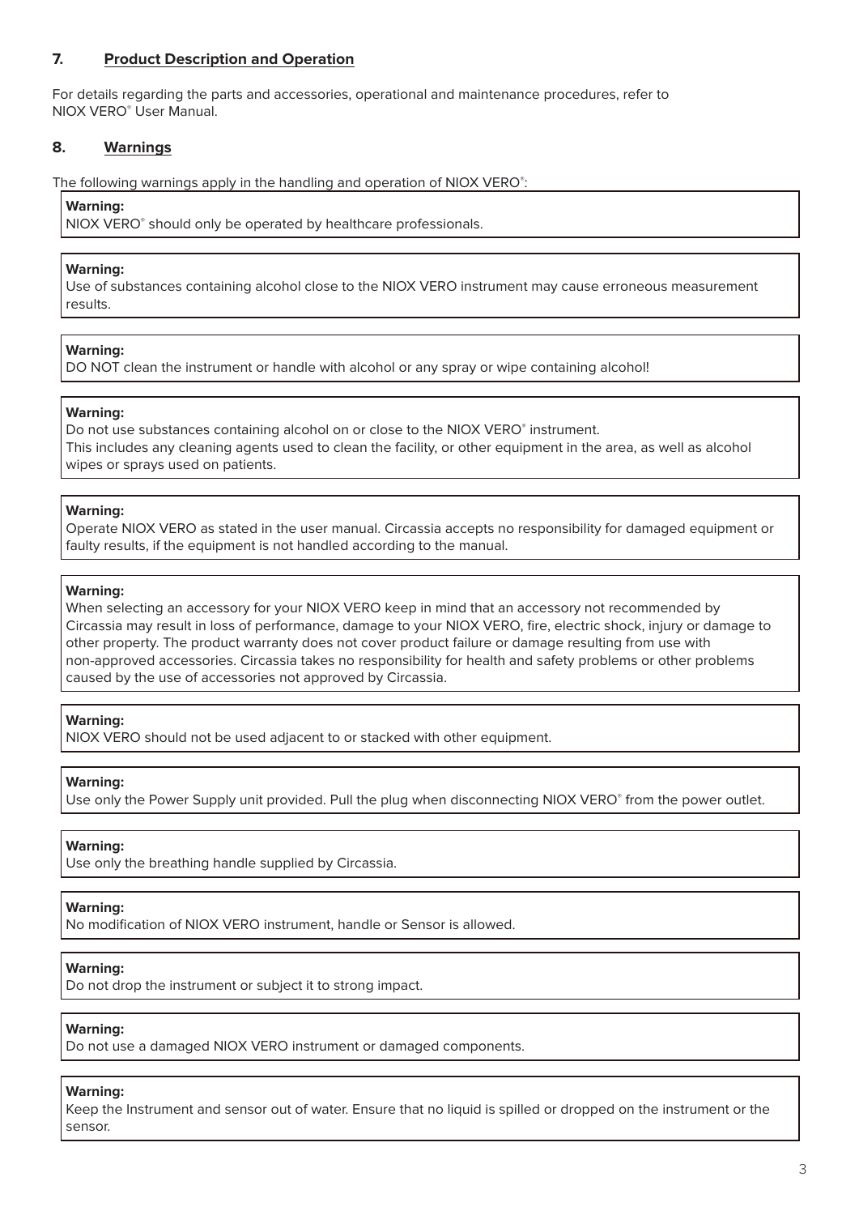## 7. Product Description and Operation

For details regarding the parts and accessories, operational and maintenance procedures, refer to NIOX VERO® User Manual.

## 8. Warnings

The following warnings apply in the handling and operation of NIOX VERO®:

**Warning:**
NIOX VERO® should only be operated by healthcare professionals.

**Warning:**
Use of substances containing alcohol close to the NIOX VERO instrument may cause erroneous measurement results.

**Warning:**
DO NOT clean the instrument or handle with alcohol or any spray or wipe containing alcohol!

**Warning:**
Do not use substances containing alcohol on or close to the NIOX VERO® instrument.
This includes any cleaning agents used to clean the facility, or other equipment in the area, as well as alcohol wipes or sprays used on patients.

**Warning:**
Operate NIOX VERO as stated in the user manual. Circassia accepts no responsibility for damaged equipment or faulty results, if the equipment is not handled according to the manual.

**Warning:**
When selecting an accessory for your NIOX VERO keep in mind that an accessory not recommended by Circassia may result in loss of performance, damage to your NIOX VERO, fire, electric shock, injury or damage to other property. The product warranty does not cover product failure or damage resulting from use with non-approved accessories. Circassia takes no responsibility for health and safety problems or other problems caused by the use of accessories not approved by Circassia.

**Warning:**
NIOX VERO should not be used adjacent to or stacked with other equipment.

**Warning:**
Use only the Power Supply unit provided. Pull the plug when disconnecting NIOX VERO® from the power outlet.

**Warning:**
Use only the breathing handle supplied by Circassia.

**Warning:**
No modification of NIOX VERO instrument, handle or Sensor is allowed.

**Warning:**
Do not drop the instrument or subject it to strong impact.

**Warning:**
Do not use a damaged NIOX VERO instrument or damaged components.

**Warning:**
Keep the Instrument and sensor out of water. Ensure that no liquid is spilled or dropped on the instrument or the sensor.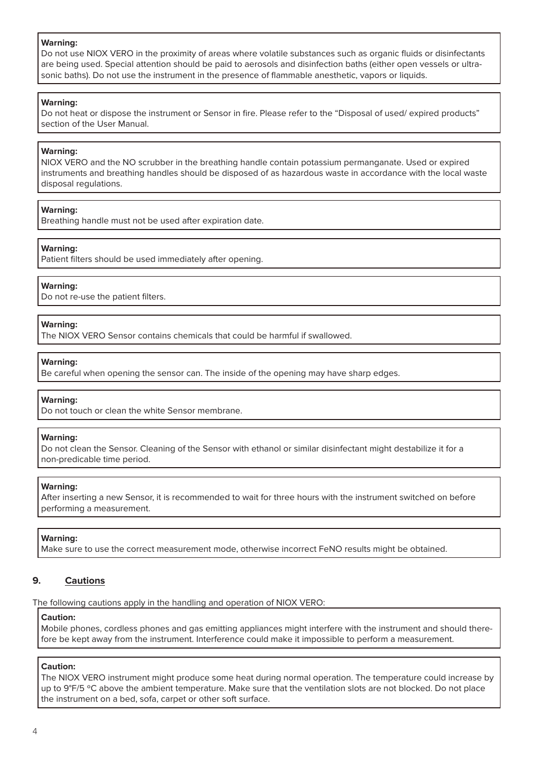**Warning:**
Do not use NIOX VERO in the proximity of areas where volatile substances such as organic fluids or disinfectants are being used. Special attention should be paid to aerosols and disinfection baths (either open vessels or ultrasonic baths). Do not use the instrument in the presence of flammable anesthetic, vapors or liquids.

**Warning:**
Do not heat or dispose the instrument or Sensor in fire. Please refer to the "Disposal of used/ expired products" section of the User Manual.

**Warning:**
NIOX VERO and the NO scrubber in the breathing handle contain potassium permanganate. Used or expired instruments and breathing handles should be disposed of as hazardous waste in accordance with the local waste disposal regulations.

**Warning:**
Breathing handle must not be used after expiration date.

**Warning:**
Patient filters should be used immediately after opening.

**Warning:**
Do not re-use the patient filters.

**Warning:**
The NIOX VERO Sensor contains chemicals that could be harmful if swallowed.

**Warning:**
Be careful when opening the sensor can. The inside of the opening may have sharp edges.

**Warning:**
Do not touch or clean the white Sensor membrane.

**Warning:**
Do not clean the Sensor. Cleaning of the Sensor with ethanol or similar disinfectant might destabilize it for a non-predicable time period.

**Warning:**
After inserting a new Sensor, it is recommended to wait for three hours with the instrument switched on before performing a measurement.

**Warning:**
Make sure to use the correct measurement mode, otherwise incorrect FeNO results might be obtained.

## 9. Cautions

The following cautions apply in the handling and operation of NIOX VERO:

**Caution:**
Mobile phones, cordless phones and gas emitting appliances might interfere with the instrument and should therefore be kept away from the instrument. Interference could make it impossible to perform a measurement.

**Caution:**
The NIOX VERO instrument might produce some heat during normal operation. The temperature could increase by up to 9°F/5 °C above the ambient temperature. Make sure that the ventilation slots are not blocked. Do not place the instrument on a bed, sofa, carpet or other soft surface.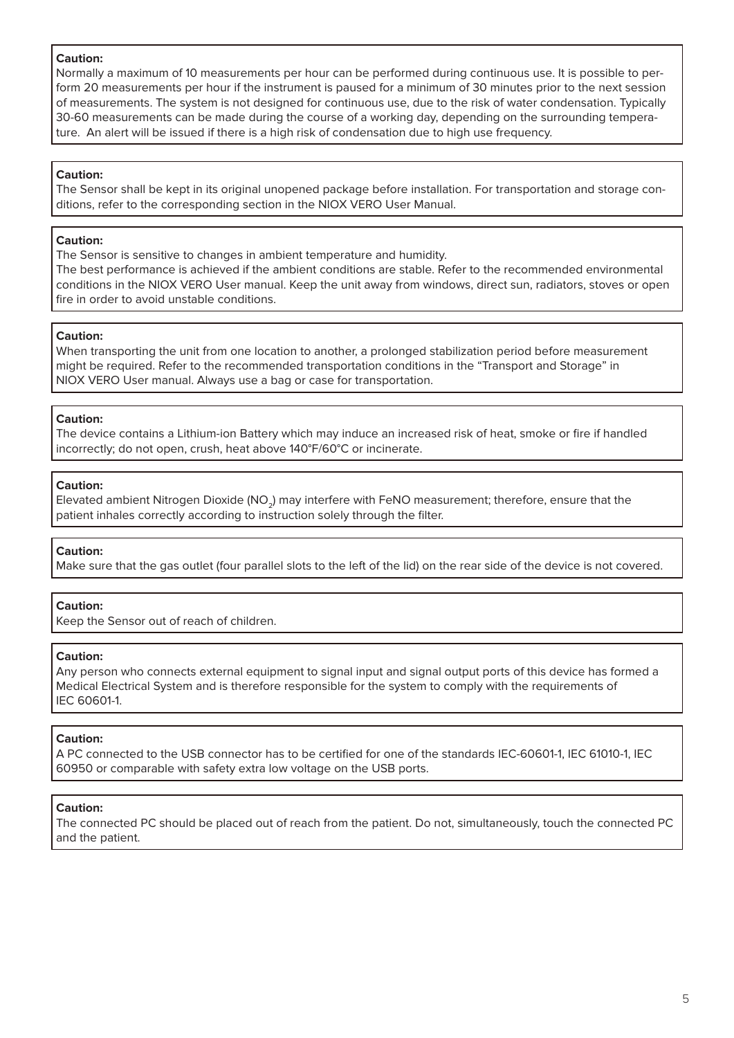**Caution:**
Normally a maximum of 10 measurements per hour can be performed during continuous use. It is possible to perform 20 measurements per hour if the instrument is paused for a minimum of 30 minutes prior to the next session of measurements. The system is not designed for continuous use, due to the risk of water condensation. Typically 30-60 measurements can be made during the course of a working day, depending on the surrounding temperature. An alert will be issued if there is a high risk of condensation due to high use frequency.

**Caution:**
The Sensor shall be kept in its original unopened package before installation. For transportation and storage conditions, refer to the corresponding section in the NIOX VERO User Manual.

**Caution:**
The Sensor is sensitive to changes in ambient temperature and humidity.
The best performance is achieved if the ambient conditions are stable. Refer to the recommended environmental conditions in the NIOX VERO User manual. Keep the unit away from windows, direct sun, radiators, stoves or open fire in order to avoid unstable conditions.

**Caution:**
When transporting the unit from one location to another, a prolonged stabilization period before measurement might be required. Refer to the recommended transportation conditions in the “Transport and Storage” in NIOX VERO User manual. Always use a bag or case for transportation.

**Caution:**
The device contains a Lithium-ion Battery which may induce an increased risk of heat, smoke or fire if handled incorrectly; do not open, crush, heat above 140°F/60°C or incinerate.

**Caution:**
Elevated ambient Nitrogen Dioxide ($NO_2$) may interfere with FeNO measurement; therefore, ensure that the patient inhales correctly according to instruction solely through the filter.

**Caution:**
Make sure that the gas outlet (four parallel slots to the left of the lid) on the rear side of the device is not covered.

**Caution:**
Keep the Sensor out of reach of children.

**Caution:**
Any person who connects external equipment to signal input and signal output ports of this device has formed a Medical Electrical System and is therefore responsible for the system to comply with the requirements of IEC 60601-1.

**Caution:**
A PC connected to the USB connector has to be certified for one of the standards IEC-60601-1, IEC 61010-1, IEC 60950 or comparable with safety extra low voltage on the USB ports.

**Caution:**
The connected PC should be placed out of reach from the patient. Do not, simultaneously, touch the connected PC and the patient.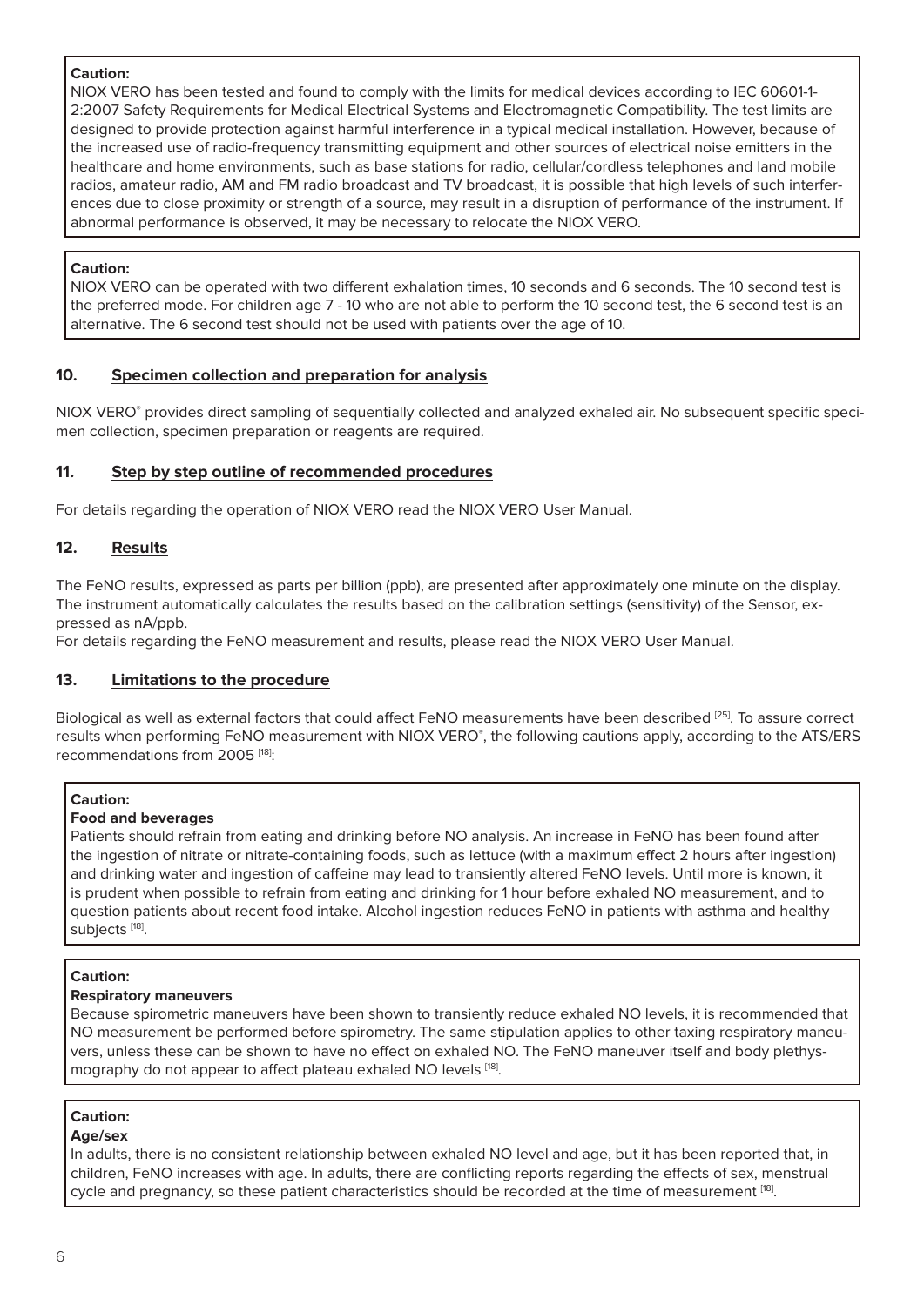**Caution:**
NIOX VERO has been tested and found to comply with the limits for medical devices according to IEC 60601-1-2:2007 Safety Requirements for Medical Electrical Systems and Electromagnetic Compatibility. The test limits are designed to provide protection against harmful interference in a typical medical installation. However, because of the increased use of radio-frequency transmitting equipment and other sources of electrical noise emitters in the healthcare and home environments, such as base stations for radio, cellular/cordless telephones and land mobile radios, amateur radio, AM and FM radio broadcast and TV broadcast, it is possible that high levels of such interferences due to close proximity or strength of a source, may result in a disruption of performance of the instrument. If abnormal performance is observed, it may be necessary to relocate the NIOX VERO.

**Caution:**
NIOX VERO can be operated with two different exhalation times, 10 seconds and 6 seconds. The 10 second test is the preferred mode. For children age 7 - 10 who are not able to perform the 10 second test, the 6 second test is an alternative. The 6 second test should not be used with patients over the age of 10.

## 10. Specimen collection and preparation for analysis

NIOX VERO® provides direct sampling of sequentially collected and analyzed exhaled air. No subsequent specific specimen collection, specimen preparation or reagents are required.

## 11. Step by step outline of recommended procedures

For details regarding the operation of NIOX VERO read the NIOX VERO User Manual.

## 12. Results

The FeNO results, expressed as parts per billion (ppb), are presented after approximately one minute on the display. The instrument automatically calculates the results based on the calibration settings (sensitivity) of the Sensor, expressed as nA/ppb.
For details regarding the FeNO measurement and results, please read the NIOX VERO User Manual.

## 13. Limitations to the procedure

Biological as well as external factors that could affect FeNO measurements have been described [25]. To assure correct results when performing FeNO measurement with NIOX VERO®, the following cautions apply, according to the ATS/ERS recommendations from 2005 [18]:

**Caution:**
**Food and beverages**
Patients should refrain from eating and drinking before NO analysis. An increase in FeNO has been found after the ingestion of nitrate or nitrate-containing foods, such as lettuce (with a maximum effect 2 hours after ingestion) and drinking water and ingestion of caffeine may lead to transiently altered FeNO levels. Until more is known, it is prudent when possible to refrain from eating and drinking for 1 hour before exhaled NO measurement, and to question patients about recent food intake. Alcohol ingestion reduces FeNO in patients with asthma and healthy subjects [18].

**Caution:**
**Respiratory maneuvers**
Because spirometric maneuvers have been shown to transiently reduce exhaled NO levels, it is recommended that NO measurement be performed before spirometry. The same stipulation applies to other taxing respiratory maneuvers, unless these can be shown to have no effect on exhaled NO. The FeNO maneuver itself and body plethysmography do not appear to affect plateau exhaled NO levels [18].

**Caution:**
**Age/sex**
In adults, there is no consistent relationship between exhaled NO level and age, but it has been reported that, in children, FeNO increases with age. In adults, there are conflicting reports regarding the effects of sex, menstrual cycle and pregnancy, so these patient characteristics should be recorded at the time of measurement [18].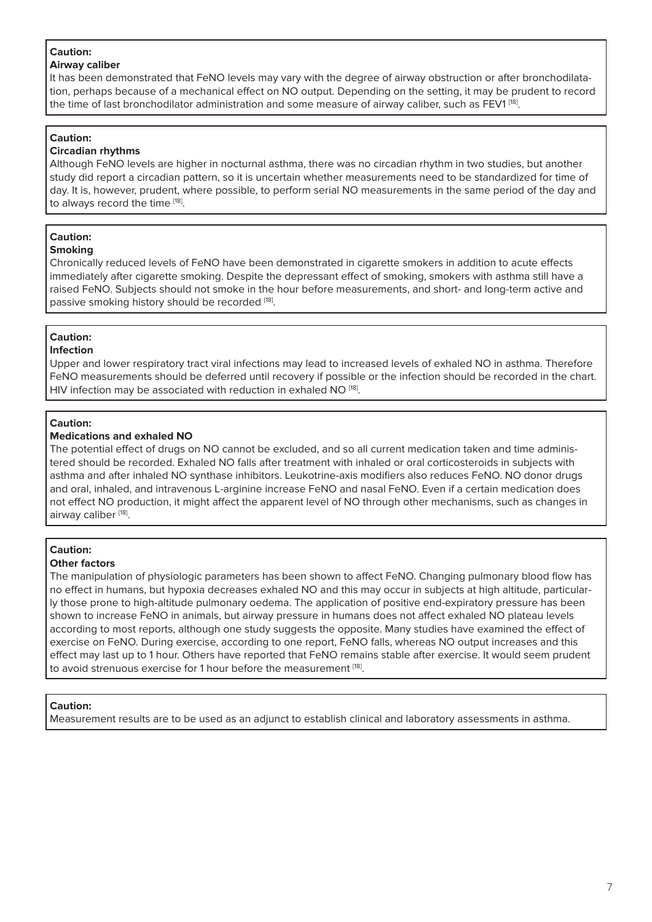**Caution:**
**Airway caliber**
It has been demonstrated that FeNO levels may vary with the degree of airway obstruction or after bronchodilatation, perhaps because of a mechanical effect on NO output. Depending on the setting, it may be prudent to record the time of last bronchodilator administration and some measure of airway caliber, such as FEV1 [18].

**Caution:**
**Circadian rhythms**
Although FeNO levels are higher in nocturnal asthma, there was no circadian rhythm in two studies, but another study did report a circadian pattern, so it is uncertain whether measurements need to be standardized for time of day. It is, however, prudent, where possible, to perform serial NO measurements in the same period of the day and to always record the time [18].

**Caution:**
**Smoking**
Chronically reduced levels of FeNO have been demonstrated in cigarette smokers in addition to acute effects immediately after cigarette smoking. Despite the depressant effect of smoking, smokers with asthma still have a raised FeNO. Subjects should not smoke in the hour before measurements, and short- and long-term active and passive smoking history should be recorded [18].

**Caution:**
**Infection**
Upper and lower respiratory tract viral infections may lead to increased levels of exhaled NO in asthma. Therefore FeNO measurements should be deferred until recovery if possible or the infection should be recorded in the chart. HIV infection may be associated with reduction in exhaled NO [18].

**Caution:**
**Medications and exhaled NO**
The potential effect of drugs on NO cannot be excluded, and so all current medication taken and time administered should be recorded. Exhaled NO falls after treatment with inhaled or oral corticosteroids in subjects with asthma and after inhaled NO synthase inhibitors. Leukotrine-axis modifiers also reduces FeNO. NO donor drugs and oral, inhaled, and intravenous L-arginine increase FeNO and nasal FeNO. Even if a certain medication does not effect NO production, it might affect the apparent level of NO through other mechanisms, such as changes in airway caliber [18].

**Caution:**
**Other factors**
The manipulation of physiologic parameters has been shown to affect FeNO. Changing pulmonary blood flow has no effect in humans, but hypoxia decreases exhaled NO and this may occur in subjects at high altitude, particularly those prone to high-altitude pulmonary oedema. The application of positive end-expiratory pressure has been shown to increase FeNO in animals, but airway pressure in humans does not affect exhaled NO plateau levels according to most reports, although one study suggests the opposite. Many studies have examined the effect of exercise on FeNO. During exercise, according to one report, FeNO falls, whereas NO output increases and this effect may last up to 1 hour. Others have reported that FeNO remains stable after exercise. It would seem prudent to avoid strenuous exercise for 1 hour before the measurement [18].

**Caution:**
Measurement results are to be used as an adjunct to establish clinical and laboratory assessments in asthma.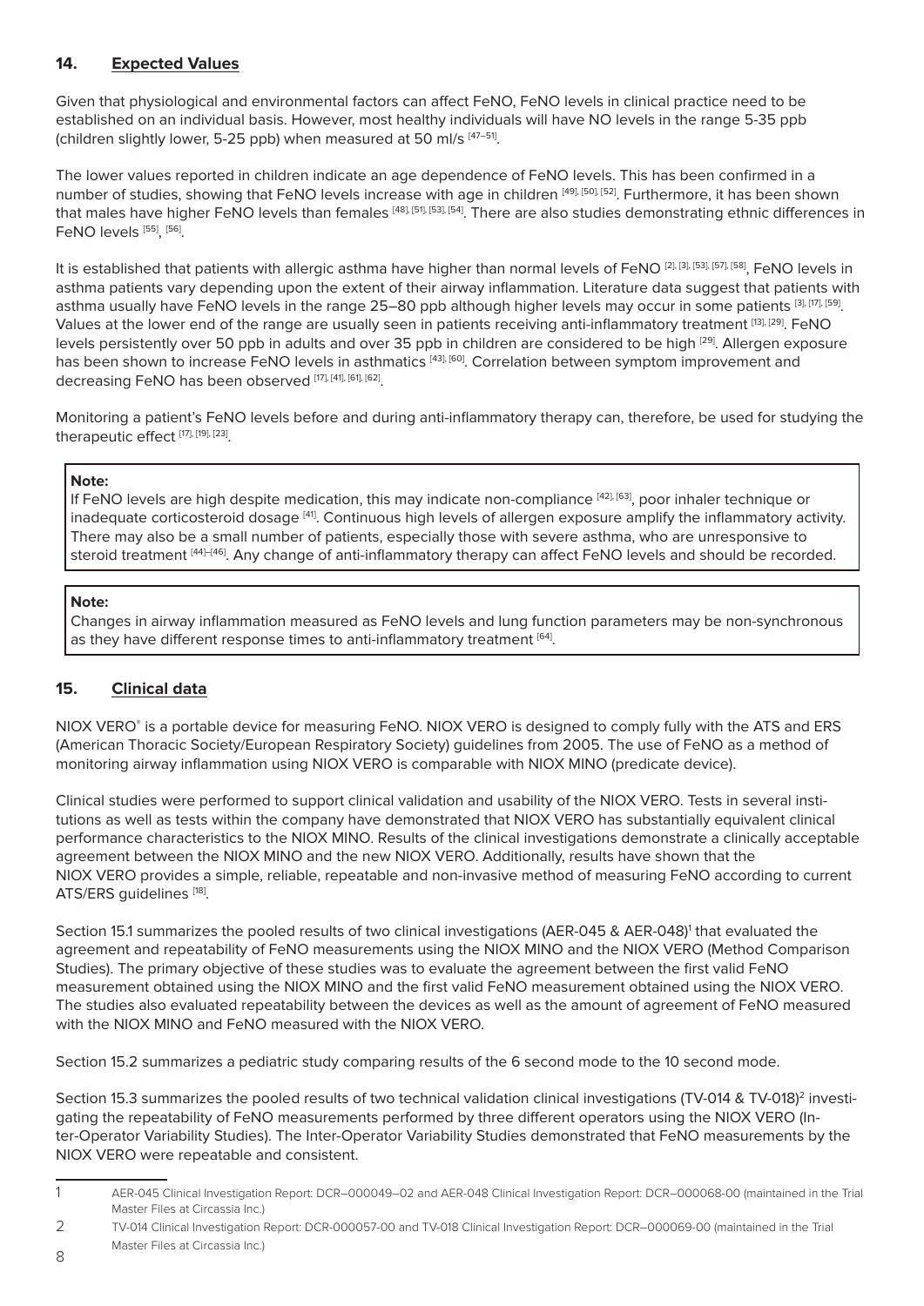## 14. Expected Values

Given that physiological and environmental factors can affect FeNO, FeNO levels in clinical practice need to be established on an individual basis. However, most healthy individuals will have NO levels in the range 5-35 ppb (children slightly lower, 5-25 ppb) when measured at 50 ml/s [47–51].

The lower values reported in children indicate an age dependence of FeNO levels. This has been confirmed in a number of studies, showing that FeNO levels increase with age in children [49], [50], [52]. Furthermore, it has been shown that males have higher FeNO levels than females [48], [51], [53], [54]. There are also studies demonstrating ethnic differences in FeNO levels [55], [56].

It is established that patients with allergic asthma have higher than normal levels of FeNO [2], [3], [53], [57], [58], FeNO levels in asthma patients vary depending upon the extent of their airway inflammation. Literature data suggest that patients with asthma usually have FeNO levels in the range 25–80 ppb although higher levels may occur in some patients [3], [17], [59]. Values at the lower end of the range are usually seen in patients receiving anti-inflammatory treatment [13], [29]. FeNO levels persistently over 50 ppb in adults and over 35 ppb in children are considered to be high [29]. Allergen exposure has been shown to increase FeNO levels in asthmatics [43], [60]. Correlation between symptom improvement and decreasing FeNO has been observed [17], [41], [61], [62].

Monitoring a patient's FeNO levels before and during anti-inflammatory therapy can, therefore, be used for studying the therapeutic effect [17], [19], [23].

> **Note:**
> If FeNO levels are high despite medication, this may indicate non-compliance [42], [63], poor inhaler technique or inadequate corticosteroid dosage [41]. Continuous high levels of allergen exposure amplify the inflammatory activity. There may also be a small number of patients, especially those with severe asthma, who are unresponsive to steroid treatment [44]–[46]. Any change of anti-inflammatory therapy can affect FeNO levels and should be recorded.

> **Note:**
> Changes in airway inflammation measured as FeNO levels and lung function parameters may be non-synchronous as they have different response times to anti-inflammatory treatment [64].

## 15. Clinical data

NIOX VERO® is a portable device for measuring FeNO. NIOX VERO is designed to comply fully with the ATS and ERS (American Thoracic Society/European Respiratory Society) guidelines from 2005. The use of FeNO as a method of monitoring airway inflammation using NIOX VERO is comparable with NIOX MINO (predicate device).

Clinical studies were performed to support clinical validation and usability of the NIOX VERO. Tests in several institutions as well as tests within the company have demonstrated that NIOX VERO has substantially equivalent clinical performance characteristics to the NIOX MINO. Results of the clinical investigations demonstrate a clinically acceptable agreement between the NIOX MINO and the new NIOX VERO. Additionally, results have shown that the NIOX VERO provides a simple, reliable, repeatable and non-invasive method of measuring FeNO according to current ATS/ERS guidelines [18].

Section 15.1 summarizes the pooled results of two clinical investigations (AER-045 & AER-048)[1] that evaluated the agreement and repeatability of FeNO measurements using the NIOX MINO and the NIOX VERO (Method Comparison Studies). The primary objective of these studies was to evaluate the agreement between the first valid FeNO measurement obtained using the NIOX MINO and the first valid FeNO measurement obtained using the NIOX VERO. The studies also evaluated repeatability between the devices as well as the amount of agreement of FeNO measured with the NIOX MINO and FeNO measured with the NIOX VERO.

Section 15.2 summarizes a pediatric study comparing results of the 6 second mode to the 10 second mode.

Section 15.3 summarizes the pooled results of two technical validation clinical investigations (TV-014 & TV-018)[2] investigating the repeatability of FeNO measurements performed by three different operators using the NIOX VERO (Inter-Operator Variability Studies). The Inter-Operator Variability Studies demonstrated that FeNO measurements by the NIOX VERO were repeatable and consistent.

---

1 AER-045 Clinical Investigation Report: DCR–000049–02 and AER-048 Clinical Investigation Report: DCR–000068-00 (maintained in the Trial Master Files at Circassia Inc.)

2 TV-014 Clinical Investigation Report: DCR-000057-00 and TV-018 Clinical Investigation Report: DCR–000069-00 (maintained in the Trial Master Files at Circassia Inc.)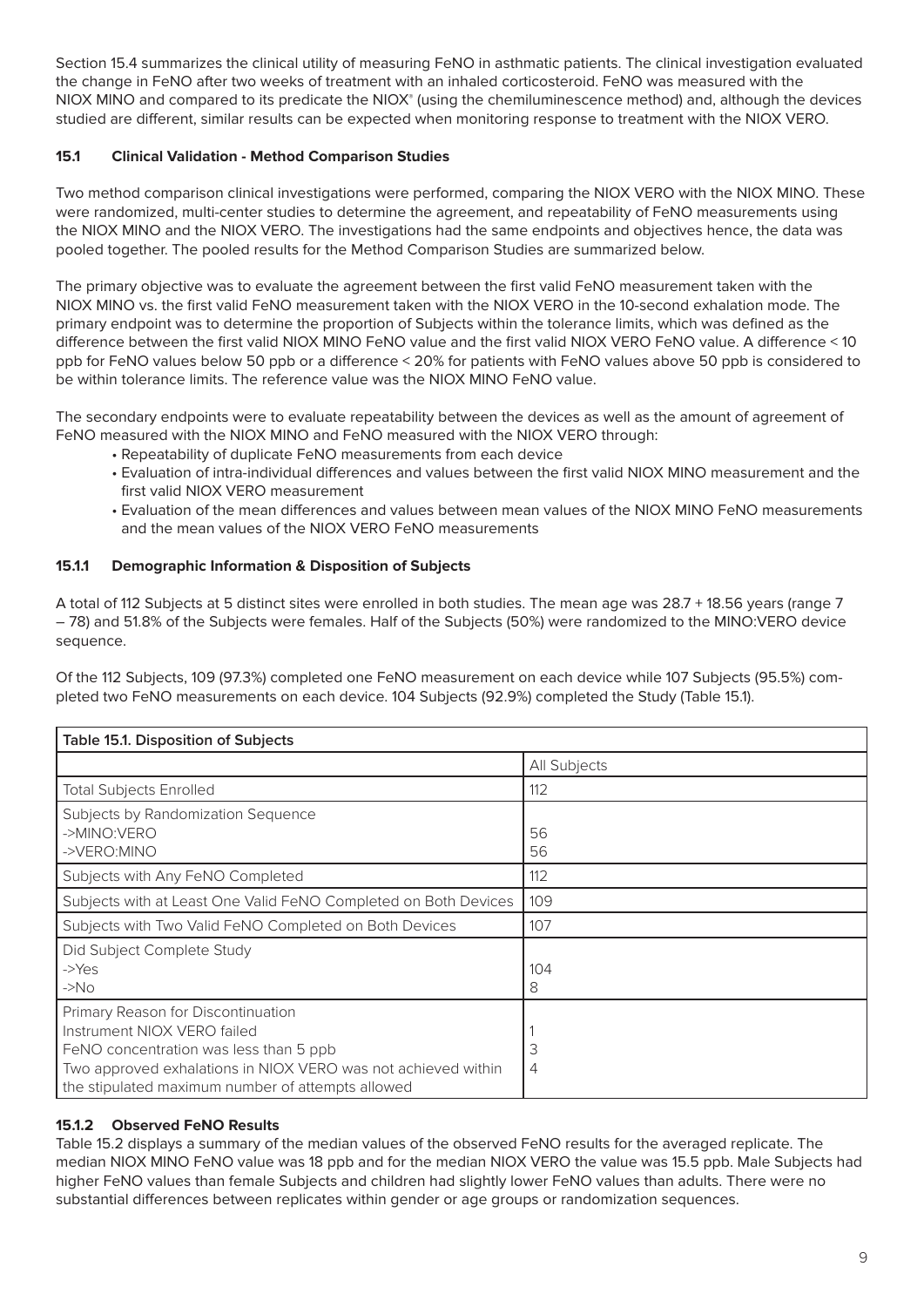Section 15.4 summarizes the clinical utility of measuring FeNO in asthmatic patients. The clinical investigation evaluated the change in FeNO after two weeks of treatment with an inhaled corticosteroid. FeNO was measured with the NIOX MINO and compared to its predicate the NIOX® (using the chemiluminescence method) and, although the devices studied are different, similar results can be expected when monitoring response to treatment with the NIOX VERO.

### 15.1 Clinical Validation - Method Comparison Studies

Two method comparison clinical investigations were performed, comparing the NIOX VERO with the NIOX MINO. These were randomized, multi-center studies to determine the agreement, and repeatability of FeNO measurements using the NIOX MINO and the NIOX VERO. The investigations had the same endpoints and objectives hence, the data was pooled together. The pooled results for the Method Comparison Studies are summarized below.

The primary objective was to evaluate the agreement between the first valid FeNO measurement taken with the NIOX MINO vs. the first valid FeNO measurement taken with the NIOX VERO in the 10-second exhalation mode. The primary endpoint was to determine the proportion of Subjects within the tolerance limits, which was defined as the difference between the first valid NIOX MINO FeNO value and the first valid NIOX VERO FeNO value. A difference < 10 ppb for FeNO values below 50 ppb or a difference < 20% for patients with FeNO values above 50 ppb is considered to be within tolerance limits. The reference value was the NIOX MINO FeNO value.

The secondary endpoints were to evaluate repeatability between the devices as well as the amount of agreement of FeNO measured with the NIOX MINO and FeNO measured with the NIOX VERO through:

- Repeatability of duplicate FeNO measurements from each device
- Evaluation of intra-individual differences and values between the first valid NIOX MINO measurement and the first valid NIOX VERO measurement
- Evaluation of the mean differences and values between mean values of the NIOX MINO FeNO measurements and the mean values of the NIOX VERO FeNO measurements

#### 15.1.1 Demographic Information & Disposition of Subjects

A total of 112 Subjects at 5 distinct sites were enrolled in both studies. The mean age was 28.7 + 18.56 years (range 7 – 78) and 51.8% of the Subjects were females. Half of the Subjects (50%) were randomized to the MINO:VERO device sequence.

Of the 112 Subjects, 109 (97.3%) completed one FeNO measurement on each device while 107 Subjects (95.5%) completed two FeNO measurements on each device. 104 Subjects (92.9%) completed the Study (Table 15.1).

| Table 15.1. Disposition of Subjects | |
|---|---|
| | All Subjects |
| Total Subjects Enrolled | 112 |
| Subjects by Randomization Sequence<br>->MINO:VERO<br>->VERO:MINO | <br>56<br>56 |
| Subjects with Any FeNO Completed | 112 |
| Subjects with at Least One Valid FeNO Completed on Both Devices | 109 |
| Subjects with Two Valid FeNO Completed on Both Devices | 107 |
| Did Subject Complete Study<br>->Yes<br>->No | <br>104<br>8 |
| Primary Reason for Discontinuation<br>Instrument NIOX VERO failed<br>FeNO concentration was less than 5 ppb<br>Two approved exhalations in NIOX VERO was not achieved within the stipulated maximum number of attempts allowed | <br>1<br>3<br>4 |

#### 15.1.2 Observed FeNO Results

Table 15.2 displays a summary of the median values of the observed FeNO results for the averaged replicate. The median NIOX MINO FeNO value was 18 ppb and for the median NIOX VERO the value was 15.5 ppb. Male Subjects had higher FeNO values than female Subjects and children had slightly lower FeNO values than adults. There were no substantial differences between replicates within gender or age groups or randomization sequences.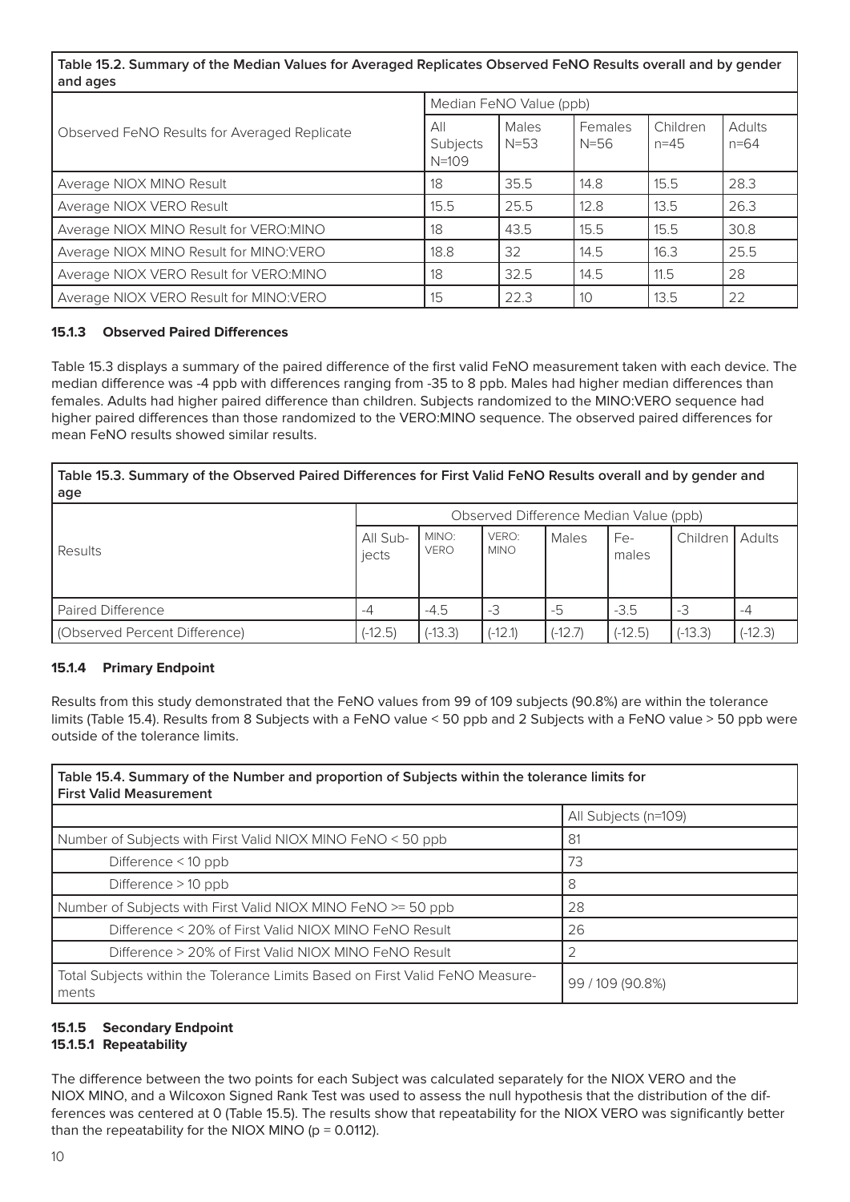| Table 15.2. Summary of the Median Values for Averaged Replicates Observed FeNO Results overall and by gender and ages | | | | | |
|---|---|---|---|---|---|
| | Median FeNO Value (ppb) | | | | |
| Observed FeNO Results for Averaged Replicate | All Subjects N=109 | Males N=53 | Females N=56 | Children n=45 | Adults n=64 |
| Average NIOX MINO Result | 18 | 35.5 | 14.8 | 15.5 | 28.3 |
| Average NIOX VERO Result | 15.5 | 25.5 | 12.8 | 13.5 | 26.3 |
| Average NIOX MINO Result for VERO:MINO | 18 | 43.5 | 15.5 | 15.5 | 30.8 |
| Average NIOX MINO Result for MINO:VERO | 18.8 | 32 | 14.5 | 16.3 | 25.5 |
| Average NIOX VERO Result for VERO:MINO | 18 | 32.5 | 14.5 | 11.5 | 28 |
| Average NIOX VERO Result for MINO:VERO | 15 | 22.3 | 10 | 13.5 | 22 |

### 15.1.3 Observed Paired Differences

Table 15.3 displays a summary of the paired difference of the first valid FeNO measurement taken with each device. The median difference was -4 ppb with differences ranging from -35 to 8 ppb. Males had higher median differences than females. Adults had higher paired difference than children. Subjects randomized to the MINO:VERO sequence had higher paired differences than those randomized to the VERO:MINO sequence. The observed paired differences for mean FeNO results showed similar results.

| Table 15.3. Summary of the Observed Paired Differences for First Valid FeNO Results overall and by gender and age | | | | | | | |
|---|---|---|---|---|---|---|---|
| | Observed Difference Median Value (ppb) | | | | | | |
| Results | All Subjects | MINO: VERO | VERO: MINO | Males | Females | Children | Adults |
| Paired Difference | -4 | -4.5 | -3 | -5 | -3.5 | -3 | -4 |
| (Observed Percent Difference) | (-12.5) | (-13.3) | (-12.1) | (-12.7) | (-12.5) | (-13.3) | (-12.3) |

### 15.1.4 Primary Endpoint

Results from this study demonstrated that the FeNO values from 99 of 109 subjects (90.8%) are within the tolerance limits (Table 15.4). Results from 8 Subjects with a FeNO value < 50 ppb and 2 Subjects with a FeNO value > 50 ppb were outside of the tolerance limits.

| Table 15.4. Summary of the Number and proportion of Subjects within the tolerance limits for First Valid Measurement | |
|---|---|
| | All Subjects (n=109) |
| Number of Subjects with First Valid NIOX MINO FeNO < 50 ppb | 81 |
| Difference < 10 ppb | 73 |
| Difference > 10 ppb | 8 |
| Number of Subjects with First Valid NIOX MINO FeNO >= 50 ppb | 28 |
| Difference < 20% of First Valid NIOX MINO FeNO Result | 26 |
| Difference > 20% of First Valid NIOX MINO FeNO Result | 2 |
| Total Subjects within the Tolerance Limits Based on First Valid FeNO Measurements | 99 / 109 (90.8%) |

### 15.1.5 Secondary Endpoint
#### 15.1.5.1 Repeatability

The difference between the two points for each Subject was calculated separately for the NIOX VERO and the NIOX MINO, and a Wilcoxon Signed Rank Test was used to assess the null hypothesis that the distribution of the differences was centered at 0 (Table 15.5). The results show that repeatability for the NIOX VERO was significantly better than the repeatability for the NIOX MINO ($p = 0.0112$).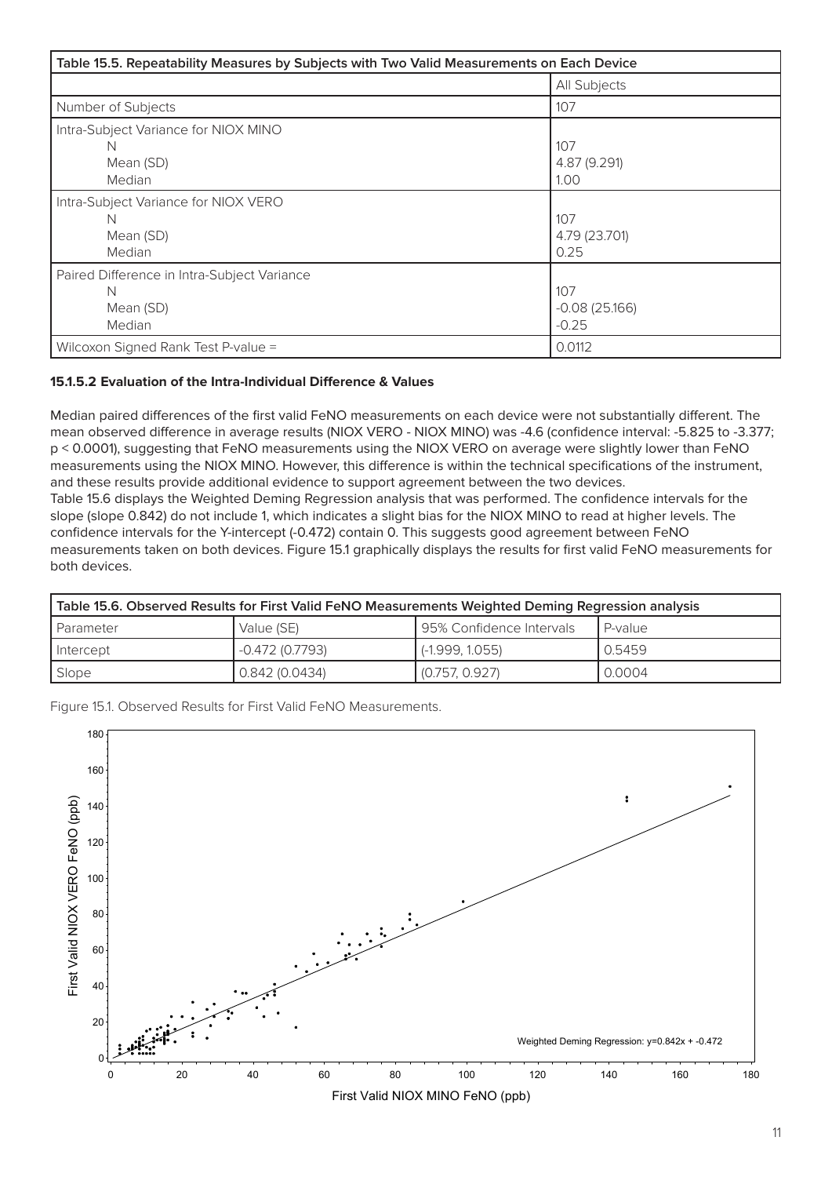| Table 15.5. Repeatability Measures by Subjects with Two Valid Measurements on Each Device | |
|---|---|
| | All Subjects |
| Number of Subjects | 107 |
| Intra-Subject Variance for NIOX MINO | |
| N | 107 |
| Mean (SD) | 4.87 (9.291) |
| Median | 1.00 |
| Intra-Subject Variance for NIOX VERO | |
| N | 107 |
| Mean (SD) | 4.79 (23.701) |
| Median | 0.25 |
| Paired Difference in Intra-Subject Variance | |
| N | 107 |
| Mean (SD) | -0.08 (25.166) |
| Median | -0.25 |
| Wilcoxon Signed Rank Test P-value = | 0.0112 |

**15.1.5.2 Evaluation of the Intra-Individual Difference & Values**

Median paired differences of the first valid FeNO measurements on each device were not substantially different. The mean observed difference in average results (NIOX VERO - NIOX MINO) was -4.6 (confidence interval: -5.825 to -3.377; p < 0.0001), suggesting that FeNO measurements using the NIOX VERO on average were slightly lower than FeNO measurements using the NIOX MINO. However, this difference is within the technical specifications of the instrument, and these results provide additional evidence to support agreement between the two devices.

Table 15.6 displays the Weighted Deming Regression analysis that was performed. The confidence intervals for the slope (slope 0.842) do not include 1, which indicates a slight bias for the NIOX MINO to read at higher levels. The confidence intervals for the Y-intercept (-0.472) contain 0. This suggests good agreement between FeNO measurements taken on both devices. Figure 15.1 graphically displays the results for first valid FeNO measurements for both devices.

| Table 15.6. Observed Results for First Valid FeNO Measurements Weighted Deming Regression analysis | | | |
|---|---|---|---|
| Parameter | Value (SE) | 95% Confidence Intervals | P-value |
| Intercept | -0.472 (0.7793) | (-1.999, 1.055) | 0.5459 |
| Slope | 0.842 (0.0434) | (0.757, 0.927) | 0.0004 |

Figure 15.1. Observed Results for First Valid FeNO Measurements.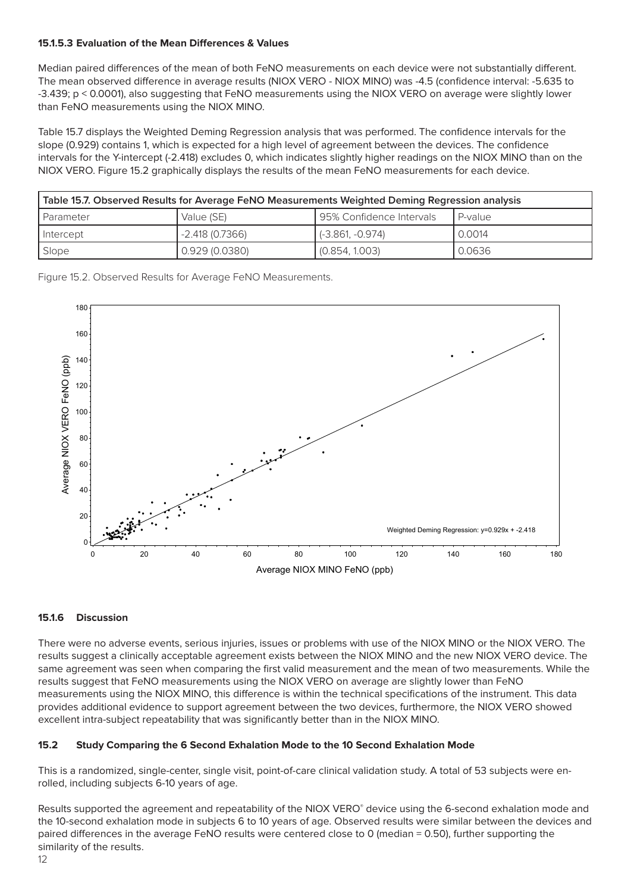#### 15.1.5.3 Evaluation of the Mean Differences & Values

Median paired differences of the mean of both FeNO measurements on each device were not substantially different. The mean observed difference in average results (NIOX VERO - NIOX MINO) was -4.5 (confidence interval: -5.635 to -3.439; $p < 0.0001$), also suggesting that FeNO measurements using the NIOX VERO on average were slightly lower than FeNO measurements using the NIOX MINO.

Table 15.7 displays the Weighted Deming Regression analysis that was performed. The confidence intervals for the slope (0.929) contains 1, which is expected for a high level of agreement between the devices. The confidence intervals for the Y-intercept (-2.418) excludes 0, which indicates slightly higher readings on the NIOX MINO than on the NIOX VERO. Figure 15.2 graphically displays the results of the mean FeNO measurements for each device.

| Table 15.7. Observed Results for Average FeNO Measurements Weighted Deming Regression analysis | | | |
|---|---|---|---|
| Parameter | Value (SE) | 95% Confidence Intervals | P-value |
| Intercept | -2.418 (0.7366) | (-3.861, -0.974) | 0.0014 |
| Slope | 0.929 (0.0380) | (0.854, 1.003) | 0.0636 |

Figure 15.2. Observed Results for Average FeNO Measurements.

### 15.1.6 Discussion

There were no adverse events, serious injuries, issues or problems with use of the NIOX MINO or the NIOX VERO. The results suggest a clinically acceptable agreement exists between the NIOX MINO and the new NIOX VERO device. The same agreement was seen when comparing the first valid measurement and the mean of two measurements. While the results suggest that FeNO measurements using the NIOX VERO on average are slightly lower than FeNO measurements using the NIOX MINO, this difference is within the technical specifications of the instrument. This data provides additional evidence to support agreement between the two devices, furthermore, the NIOX VERO showed excellent intra-subject repeatability that was significantly better than in the NIOX MINO.

## 15.2 Study Comparing the 6 Second Exhalation Mode to the 10 Second Exhalation Mode

This is a randomized, single-center, single visit, point-of-care clinical validation study. A total of 53 subjects were enrolled, including subjects 6-10 years of age.

Results supported the agreement and repeatability of the NIOX VERO® device using the 6-second exhalation mode and the 10-second exhalation mode in subjects 6 to 10 years of age. Observed results were similar between the devices and paired differences in the average FeNO results were centered close to 0 (median = 0.50), further supporting the similarity of the results.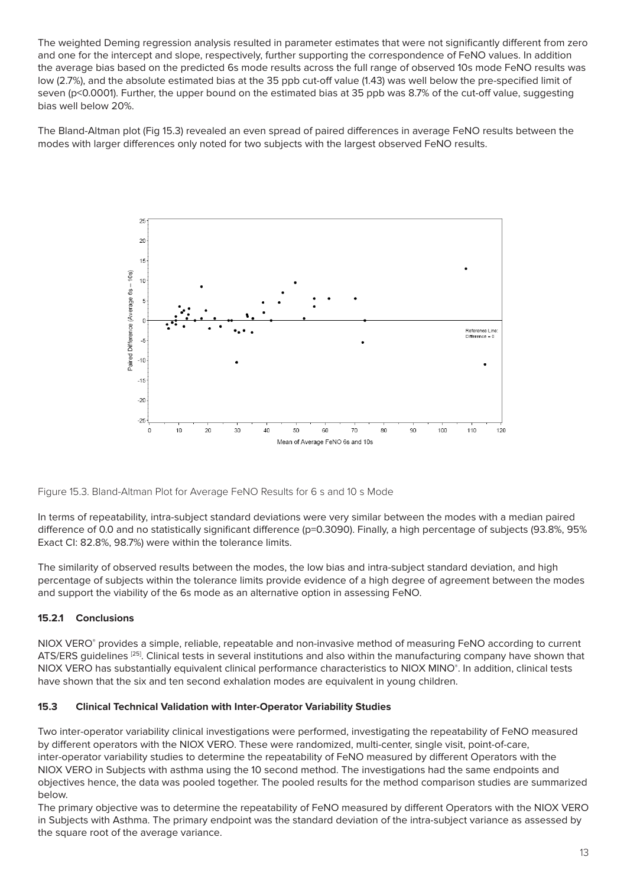The weighted Deming regression analysis resulted in parameter estimates that were not significantly different from zero and one for the intercept and slope, respectively, further supporting the correspondence of FeNO values. In addition the average bias based on the predicted 6s mode results across the full range of observed 10s mode FeNO results was low (2.7%), and the absolute estimated bias at the 35 ppb cut-off value (1.43) was well below the pre-specified limit of seven ($p<0.0001$). Further, the upper bound on the estimated bias at 35 ppb was 8.7% of the cut-off value, suggesting bias well below 20%.

The Bland-Altman plot (Fig 15.3) revealed an even spread of paired differences in average FeNO results between the modes with larger differences only noted for two subjects with the largest observed FeNO results.

Figure 15.3. Bland-Altman Plot for Average FeNO Results for 6 s and 10 s Mode

In terms of repeatability, intra-subject standard deviations were very similar between the modes with a median paired difference of 0.0 and no statistically significant difference ($p=0.3090$). Finally, a high percentage of subjects (93.8%, 95% Exact CI: 82.8%, 98.7%) were within the tolerance limits.

The similarity of observed results between the modes, the low bias and intra-subject standard deviation, and high percentage of subjects within the tolerance limits provide evidence of a high degree of agreement between the modes and support the viability of the 6s mode as an alternative option in assessing FeNO.

### 15.2.1 Conclusions

NIOX VERO® provides a simple, reliable, repeatable and non-invasive method of measuring FeNO according to current ATS/ERS guidelines [25]. Clinical tests in several institutions and also within the manufacturing company have shown that NIOX VERO has substantially equivalent clinical performance characteristics to NIOX MINO®. In addition, clinical tests have shown that the six and ten second exhalation modes are equivalent in young children.

## 15.3 Clinical Technical Validation with Inter-Operator Variability Studies

Two inter-operator variability clinical investigations were performed, investigating the repeatability of FeNO measured by different operators with the NIOX VERO. These were randomized, multi-center, single visit, point-of-care, inter-operator variability studies to determine the repeatability of FeNO measured by different Operators with the NIOX VERO in Subjects with asthma using the 10 second method. The investigations had the same endpoints and objectives hence, the data was pooled together. The pooled results for the method comparison studies are summarized below.

The primary objective was to determine the repeatability of FeNO measured by different Operators with the NIOX VERO in Subjects with Asthma. The primary endpoint was the standard deviation of the intra-subject variance as assessed by the square root of the average variance.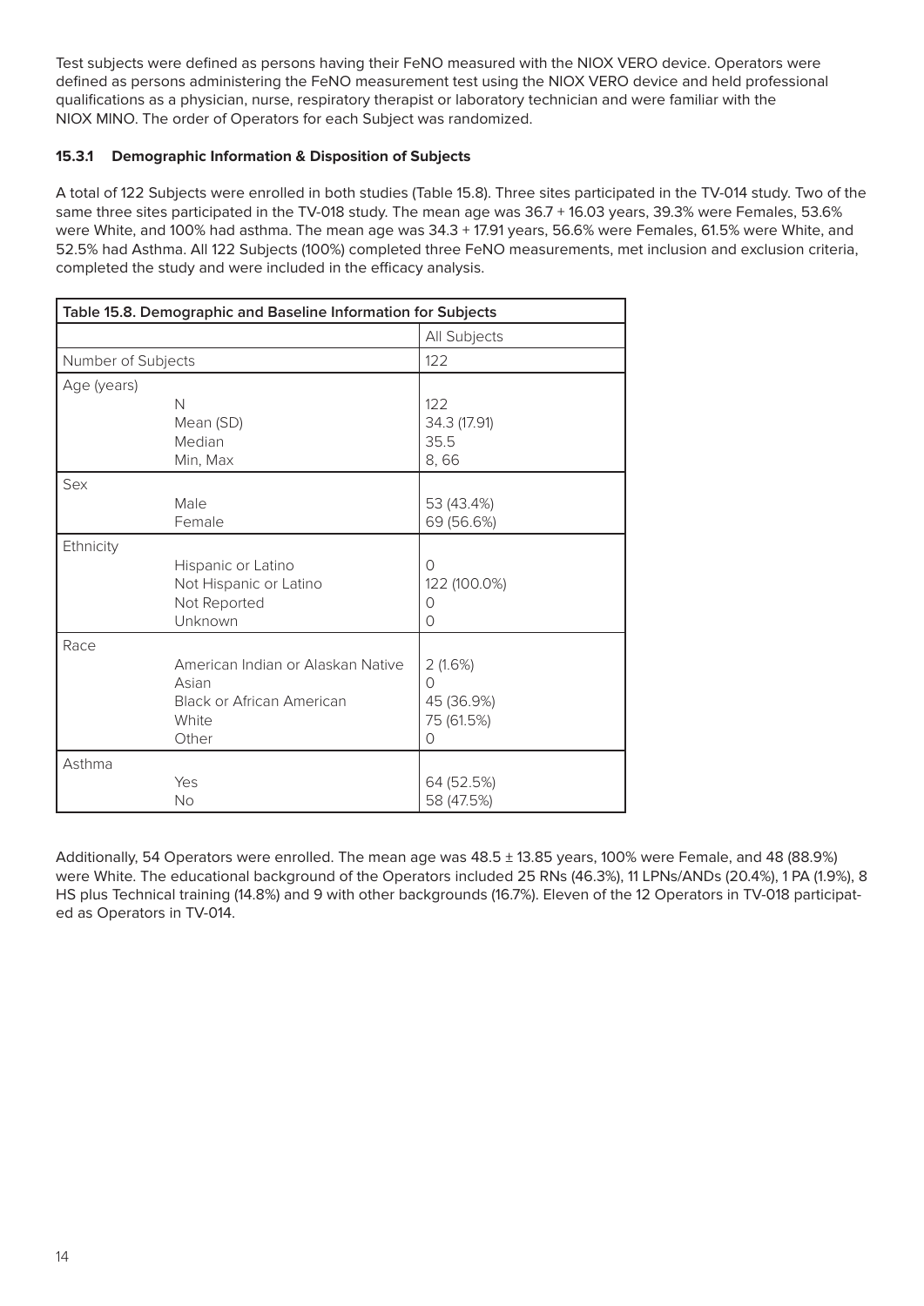Test subjects were defined as persons having their FeNO measured with the NIOX VERO device. Operators were defined as persons administering the FeNO measurement test using the NIOX VERO device and held professional qualifications as a physician, nurse, respiratory therapist or laboratory technician and were familiar with the NIOX MINO. The order of Operators for each Subject was randomized.

#### 15.3.1 Demographic Information & Disposition of Subjects

A total of 122 Subjects were enrolled in both studies (Table 15.8). Three sites participated in the TV-014 study. Two of the same three sites participated in the TV-018 study. The mean age was 36.7 + 16.03 years, 39.3% were Females, 53.6% were White, and 100% had asthma. The mean age was 34.3 + 17.91 years, 56.6% were Females, 61.5% were White, and 52.5% had Asthma. All 122 Subjects (100%) completed three FeNO measurements, met inclusion and exclusion criteria, completed the study and were included in the efficacy analysis.

**Table 15.8. Demographic and Baseline Information for Subjects**

| | | All Subjects |
|---|---|---|
| Number of Subjects | | 122 |
| Age (years) | | |
| | N | 122 |
| | Mean (SD) | 34.3 (17.91) |
| | Median | 35.5 |
| | Min, Max | 8, 66 |
| Sex | | |
| | Male | 53 (43.4%) |
| | Female | 69 (56.6%) |
| Ethnicity | | |
| | Hispanic or Latino | 0 |
| | Not Hispanic or Latino | 122 (100.0%) |
| | Not Reported | 0 |
| | Unknown | 0 |
| Race | | |
| | American Indian or Alaskan Native | 2 (1.6%) |
| | Asian | 0 |
| | Black or African American | 45 (36.9%) |
| | White | 75 (61.5%) |
| | Other | 0 |
| Asthma | | |
| | Yes | 64 (52.5%) |
| | No | 58 (47.5%) |

Additionally, 54 Operators were enrolled. The mean age was 48.5 ± 13.85 years, 100% were Female, and 48 (88.9%) were White. The educational background of the Operators included 25 RNs (46.3%), 11 LPNs/ANDs (20.4%), 1 PA (1.9%), 8 HS plus Technical training (14.8%) and 9 with other backgrounds (16.7%). Eleven of the 12 Operators in TV-018 participated as Operators in TV-014.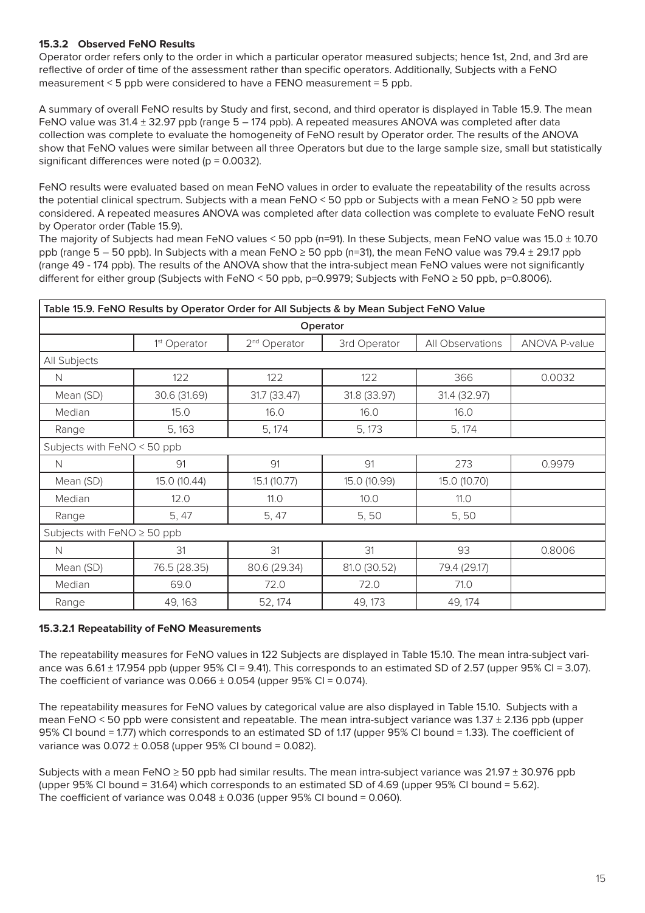### 15.3.2 Observed FeNO Results

Operator order refers only to the order in which a particular operator measured subjects; hence 1st, 2nd, and 3rd are reflective of order of time of the assessment rather than specific operators. Additionally, Subjects with a FeNO measurement < 5 ppb were considered to have a FENO measurement = 5 ppb.

A summary of overall FeNO results by Study and first, second, and third operator is displayed in Table 15.9. The mean FeNO value was 31.4 ± 32.97 ppb (range 5 – 174 ppb). A repeated measures ANOVA was completed after data collection was complete to evaluate the homogeneity of FeNO result by Operator order. The results of the ANOVA show that FeNO values were similar between all three Operators but due to the large sample size, small but statistically significant differences were noted (p = 0.0032).

FeNO results were evaluated based on mean FeNO values in order to evaluate the repeatability of the results across the potential clinical spectrum. Subjects with a mean FeNO < 50 ppb or Subjects with a mean FeNO ≥ 50 ppb were considered. A repeated measures ANOVA was completed after data collection was complete to evaluate FeNO result by Operator order (Table 15.9).

The majority of Subjects had mean FeNO values < 50 ppb (n=91). In these Subjects, mean FeNO value was 15.0 ± 10.70 ppb (range 5 – 50 ppb). In Subjects with a mean FeNO ≥ 50 ppb (n=31), the mean FeNO value was 79.4 ± 29.17 ppb (range 49 - 174 ppb). The results of the ANOVA show that the intra-subject mean FeNO values were not significantly different for either group (Subjects with FeNO < 50 ppb, p=0.9979; Subjects with FeNO ≥ 50 ppb, p=0.8006).

| Table 15.9. FeNO Results by Operator Order for All Subjects & by Mean Subject FeNO Value | | | | | |
|---|---|---|---|---|---|
| | Operator | | | | |
| | 1st Operator | 2nd Operator | 3rd Operator | All Observations | ANOVA P-value |
| All Subjects | | | | | |
| N | 122 | 122 | 122 | 366 | 0.0032 |
| Mean (SD) | 30.6 (31.69) | 31.7 (33.47) | 31.8 (33.97) | 31.4 (32.97) | |
| Median | 15.0 | 16.0 | 16.0 | 16.0 | |
| Range | 5, 163 | 5, 174 | 5, 173 | 5, 174 | |
| Subjects with FeNO < 50 ppb | | | | | |
| N | 91 | 91 | 91 | 273 | 0.9979 |
| Mean (SD) | 15.0 (10.44) | 15.1 (10.77) | 15.0 (10.99) | 15.0 (10.70) | |
| Median | 12.0 | 11.0 | 10.0 | 11.0 | |
| Range | 5, 47 | 5, 47 | 5, 50 | 5, 50 | |
| Subjects with FeNO ≥ 50 ppb | | | | | |
| N | 31 | 31 | 31 | 93 | 0.8006 |
| Mean (SD) | 76.5 (28.35) | 80.6 (29.34) | 81.0 (30.52) | 79.4 (29.17) | |
| Median | 69.0 | 72.0 | 72.0 | 71.0 | |
| Range | 49, 163 | 52, 174 | 49, 173 | 49, 174 | |

#### 15.3.2.1 Repeatability of FeNO Measurements

The repeatability measures for FeNO values in 122 Subjects are displayed in Table 15.10. The mean intra-subject variance was 6.61 ± 17.954 ppb (upper 95% CI = 9.41). This corresponds to an estimated SD of 2.57 (upper 95% CI = 3.07). The coefficient of variance was 0.066 ± 0.054 (upper 95% CI = 0.074).

The repeatability measures for FeNO values by categorical value are also displayed in Table 15.10. Subjects with a mean FeNO < 50 ppb were consistent and repeatable. The mean intra-subject variance was 1.37 ± 2.136 ppb (upper 95% CI bound = 1.77) which corresponds to an estimated SD of 1.17 (upper 95% CI bound = 1.33). The coefficient of variance was 0.072 ± 0.058 (upper 95% CI bound = 0.082).

Subjects with a mean FeNO ≥ 50 ppb had similar results. The mean intra-subject variance was 21.97 ± 30.976 ppb (upper 95% CI bound = 31.64) which corresponds to an estimated SD of 4.69 (upper 95% CI bound = 5.62). The coefficient of variance was 0.048 ± 0.036 (upper 95% CI bound = 0.060).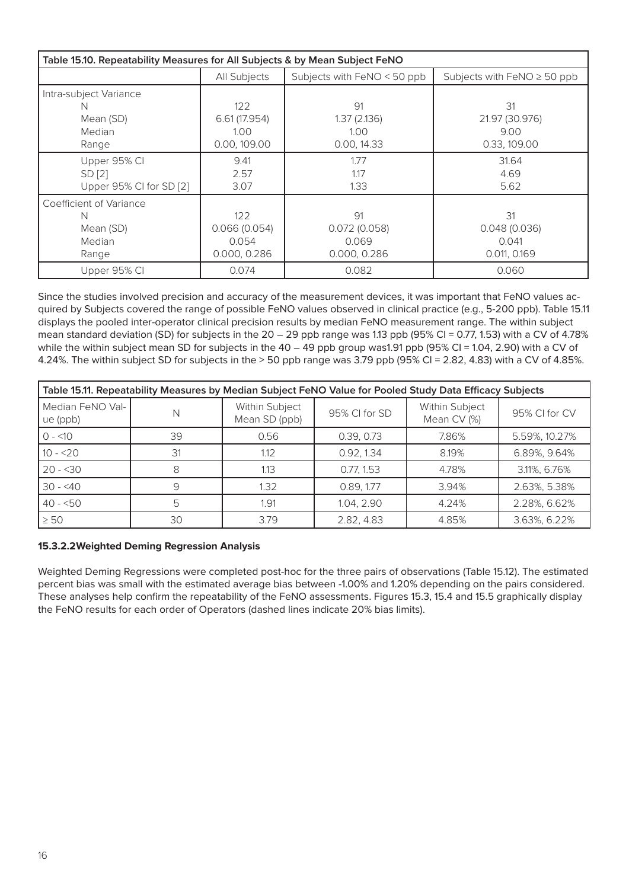| Table 15.10. Repeatability Measures for All Subjects & by Mean Subject FeNO | | | |
|---|---|---|---|
| | All Subjects | Subjects with FeNO < 50 ppb | Subjects with FeNO ≥ 50 ppb |
| Intra-subject Variance | | | |
| N | 122 | 91 | 31 |
| Mean (SD) | 6.61 (17.954) | 1.37 (2.136) | 21.97 (30.976) |
| Median | 1.00 | 1.00 | 9.00 |
| Range | 0.00, 109.00 | 0.00, 14.33 | 0.33, 109.00 |
| Upper 95% CI | 9.41 | 1.77 | 31.64 |
| SD [2] | 2.57 | 1.17 | 4.69 |
| Upper 95% CI for SD [2] | 3.07 | 1.33 | 5.62 |
| Coefficient of Variance | | | |
| N | 122 | 91 | 31 |
| Mean (SD) | 0.066 (0.054) | 0.072 (0.058) | 0.048 (0.036) |
| Median | 0.054 | 0.069 | 0.041 |
| Range | 0.000, 0.286 | 0.000, 0.286 | 0.011, 0.169 |
| Upper 95% CI | 0.074 | 0.082 | 0.060 |

Since the studies involved precision and accuracy of the measurement devices, it was important that FeNO values acquired by Subjects covered the range of possible FeNO values observed in clinical practice (e.g., 5-200 ppb). Table 15.11 displays the pooled inter-operator clinical precision results by median FeNO measurement range. The within subject mean standard deviation (SD) for subjects in the 20 – 29 ppb range was 1.13 ppb (95% CI = 0.77, 1.53) with a CV of 4.78% while the within subject mean SD for subjects in the 40 – 49 ppb group was1.91 ppb (95% CI = 1.04, 2.90) with a CV of 4.24%. The within subject SD for subjects in the > 50 ppb range was 3.79 ppb (95% CI = 2.82, 4.83) with a CV of 4.85%.

| Table 15.11. Repeatability Measures by Median Subject FeNO Value for Pooled Study Data Efficacy Subjects | | | | | |
|---|---|---|---|---|---|
| Median FeNO Value (ppb) | N | Within Subject Mean SD (ppb) | 95% CI for SD | Within Subject Mean CV (%) | 95% CI for CV |
| 0 - <10 | 39 | 0.56 | 0.39, 0.73 | 7.86% | 5.59%, 10.27% |
| 10 - <20 | 31 | 1.12 | 0.92, 1.34 | 8.19% | 6.89%, 9.64% |
| 20 - <30 | 8 | 1.13 | 0.77, 1.53 | 4.78% | 3.11%, 6.76% |
| 30 - <40 | 9 | 1.32 | 0.89, 1.77 | 3.94% | 2.63%, 5.38% |
| 40 - <50 | 5 | 1.91 | 1.04, 2.90 | 4.24% | 2.28%, 6.62% |
| ≥ 50 | 30 | 3.79 | 2.82, 4.83 | 4.85% | 3.63%, 6.22% |

#### 15.3.2.2Weighted Deming Regression Analysis

Weighted Deming Regressions were completed post-hoc for the three pairs of observations (Table 15.12). The estimated percent bias was small with the estimated average bias between -1.00% and 1.20% depending on the pairs considered. These analyses help confirm the repeatability of the FeNO assessments. Figures 15.3, 15.4 and 15.5 graphically display the FeNO results for each order of Operators (dashed lines indicate 20% bias limits).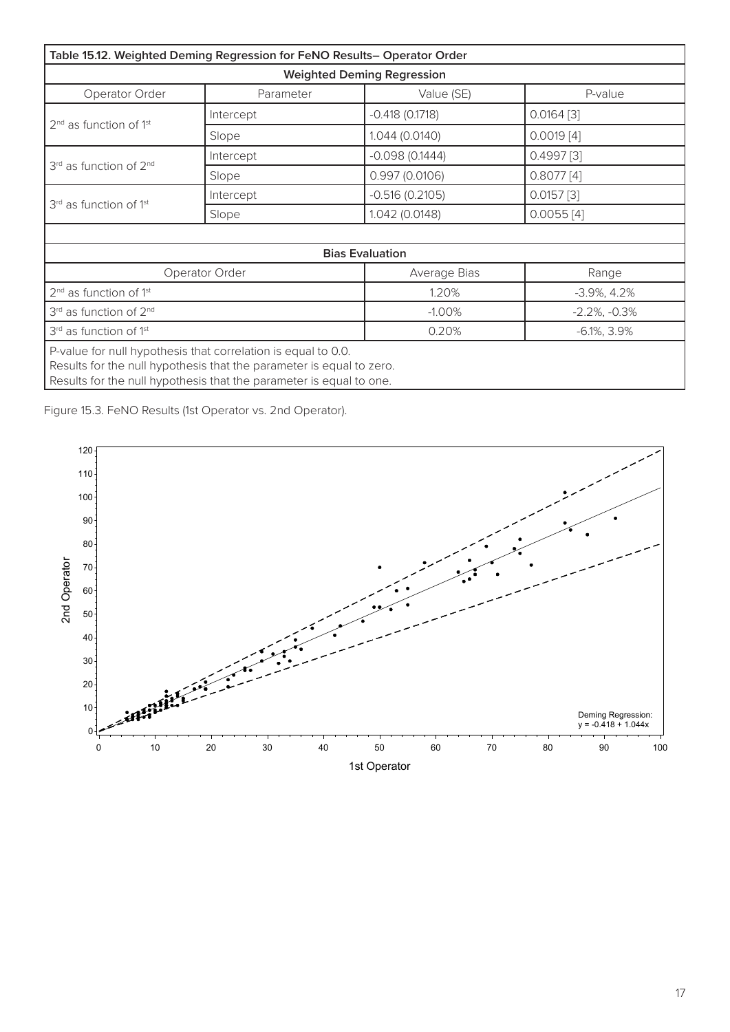**Table 15.12. Weighted Deming Regression for FeNO Results– Operator Order**

| Weighted Deming Regression | | | |
|---|---|---|---|
| Operator Order | Parameter | Value (SE) | P-value |
| 2[nd] as function of 1[st] | Intercept | -0.418 (0.1718) | 0.0164 [3] |
| | Slope | 1.044 (0.0140) | 0.0019 [4] |
| 3[rd] as function of 2[nd] | Intercept | -0.098 (0.1444) | 0.4997 [3] |
| | Slope | 0.997 (0.0106) | 0.8077 [4] |
| 3[rd] as function of 1[st] | Intercept | -0.516 (0.2105) | 0.0157 [3] |
| | Slope | 1.042 (0.0148) | 0.0055 [4] |

| Bias Evaluation | | |
|---|---|---|
| Operator Order | Average Bias | Range |
| 2[nd] as function of 1[st] | 1.20% | -3.9%, 4.2% |
| 3[rd] as function of 2[nd] | -1.00% | -2.2%, -0.3% |
| 3[rd] as function of 1[st] | 0.20% | -6.1%, 3.9% |

P-value for null hypothesis that correlation is equal to 0.0.
Results for the null hypothesis that the parameter is equal to zero.
Results for the null hypothesis that the parameter is equal to one.

Figure 15.3. FeNO Results (1st Operator vs. 2nd Operator).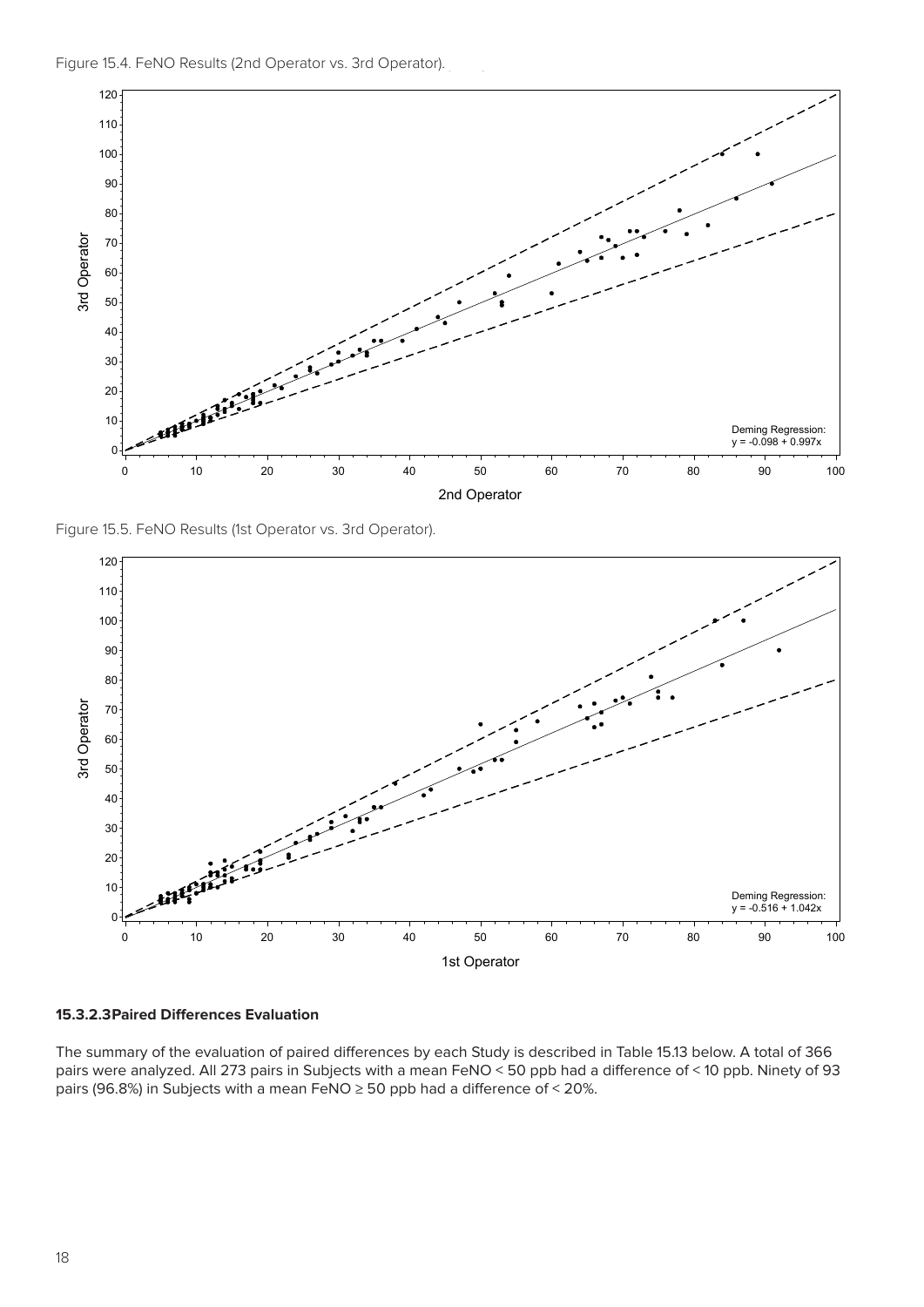Figure 15.4. FeNO Results (2nd Operator vs. 3rd Operator).

Deming Regression:
$y = -0.098 + 0.997x$

Figure 15.5. FeNO Results (1st Operator vs. 3rd Operator).

Deming Regression:
$y = -0.516 + 1.042x$

#### 15.3.2.3 Paired Differences Evaluation

The summary of the evaluation of paired differences by each Study is described in Table 15.13 below. A total of 366 pairs were analyzed. All 273 pairs in Subjects with a mean FeNO < 50 ppb had a difference of < 10 ppb. Ninety of 93 pairs (96.8%) in Subjects with a mean FeNO ≥ 50 ppb had a difference of < 20%.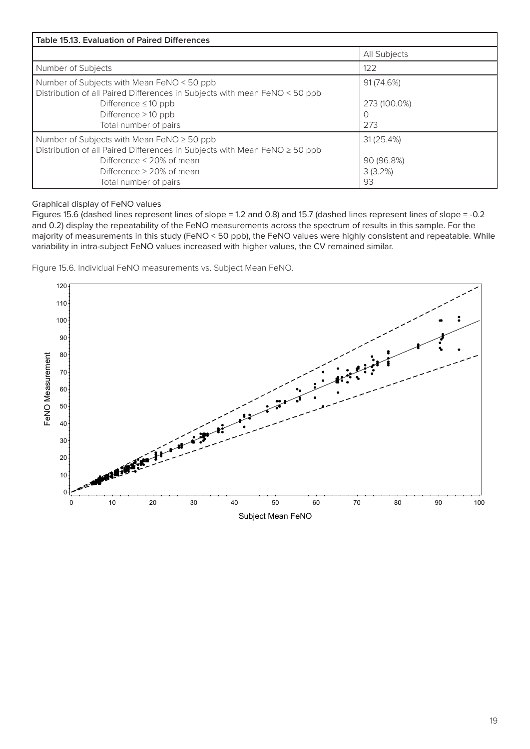| Table 15.13. Evaluation of Paired Differences | |
|---|---|
| | All Subjects |
| Number of Subjects | 122 |
| Number of Subjects with Mean FeNO < 50 ppb | 91 (74.6%) |
| Distribution of all Paired Differences in Subjects with mean FeNO < 50 ppb | |
| Difference ≤ 10 ppb | 273 (100.0%) |
| Difference > 10 ppb | 0 |
| Total number of pairs | 273 |
| Number of Subjects with Mean FeNO ≥ 50 ppb | 31 (25.4%) |
| Distribution of all Paired Differences in Subjects with Mean FeNO ≥ 50 ppb | |
| Difference ≤ 20% of mean | 90 (96.8%) |
| Difference > 20% of mean | 3 (3.2%) |
| Total number of pairs | 93 |

Graphical display of FeNO values

Figures 15.6 (dashed lines represent lines of slope = 1.2 and 0.8) and 15.7 (dashed lines represent lines of slope = -0.2 and 0.2) display the repeatability of the FeNO measurements across the spectrum of results in this sample. For the majority of measurements in this study (FeNO < 50 ppb), the FeNO values were highly consistent and repeatable. While variability in intra-subject FeNO values increased with higher values, the CV remained similar.

Figure 15.6. Individual FeNO measurements vs. Subject Mean FeNO.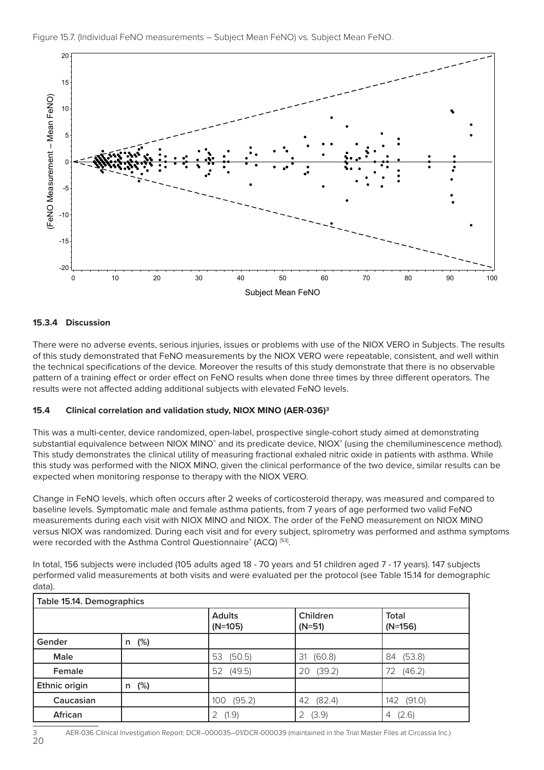Figure 15.7. (Individual FeNO measurements – Subject Mean FeNO) vs. Subject Mean FeNO.

### 15.3.4 Discussion

There were no adverse events, serious injuries, issues or problems with use of the NIOX VERO in Subjects. The results of this study demonstrated that FeNO measurements by the NIOX VERO were repeatable, consistent, and well within the technical specifications of the device. Moreover the results of this study demonstrate that there is no observable pattern of a training effect or order effect on FeNO results when done three times by three different operators. The results were not affected adding additional subjects with elevated FeNO levels.

### 15.4 Clinical correlation and validation study, NIOX MINO (AER-036)[3]

This was a multi-center, device randomized, open-label, prospective single-cohort study aimed at demonstrating substantial equivalence between NIOX MINO® and its predicate device, NIOX® (using the chemiluminescence method). This study demonstrates the clinical utility of measuring fractional exhaled nitric oxide in patients with asthma. While this study was performed with the NIOX MINO, given the clinical performance of the two device, similar results can be expected when monitoring response to therapy with the NIOX VERO.

Change in FeNO levels, which often occurs after 2 weeks of corticosteroid therapy, was measured and compared to baseline levels. Symptomatic male and female asthma patients, from 7 years of age performed two valid FeNO measurements during each visit with NIOX MINO and NIOX. The order of the FeNO measurement on NIOX MINO versus NIOX was randomized. During each visit and for every subject, spirometry was performed and asthma symptoms were recorded with the Asthma Control Questionnaire® (ACQ) [53].

In total, 156 subjects were included (105 adults aged 18 - 70 years and 51 children aged 7 - 17 years). 147 subjects performed valid measurements at both visits and were evaluated per the protocol (see Table 15.14 for demographic data).

| Table 15.14. Demographics | | | | |
|---|---|---|---|---|
| | | **Adults (N=105)** | **Children (N=51)** | **Total (N=156)** |
| **Gender** | n (%) | | | |
| **Male** | | 53 (50.5) | 31 (60.8) | 84 (53.8) |
| **Female** | | 52 (49.5) | 20 (39.2) | 72 (46.2) |
| **Ethnic origin** | n (%) | | | |
| **Caucasian** | | 100 (95.2) | 42 (82.4) | 142 (91.0) |
| **African** | | 2 (1.9) | 2 (3.9) | 4 (2.6) |

[3] AER-036 Clinical Investigation Report: DCR–000035–01/DCR-000039 (maintained in the Trial Master Files at Circassia Inc.)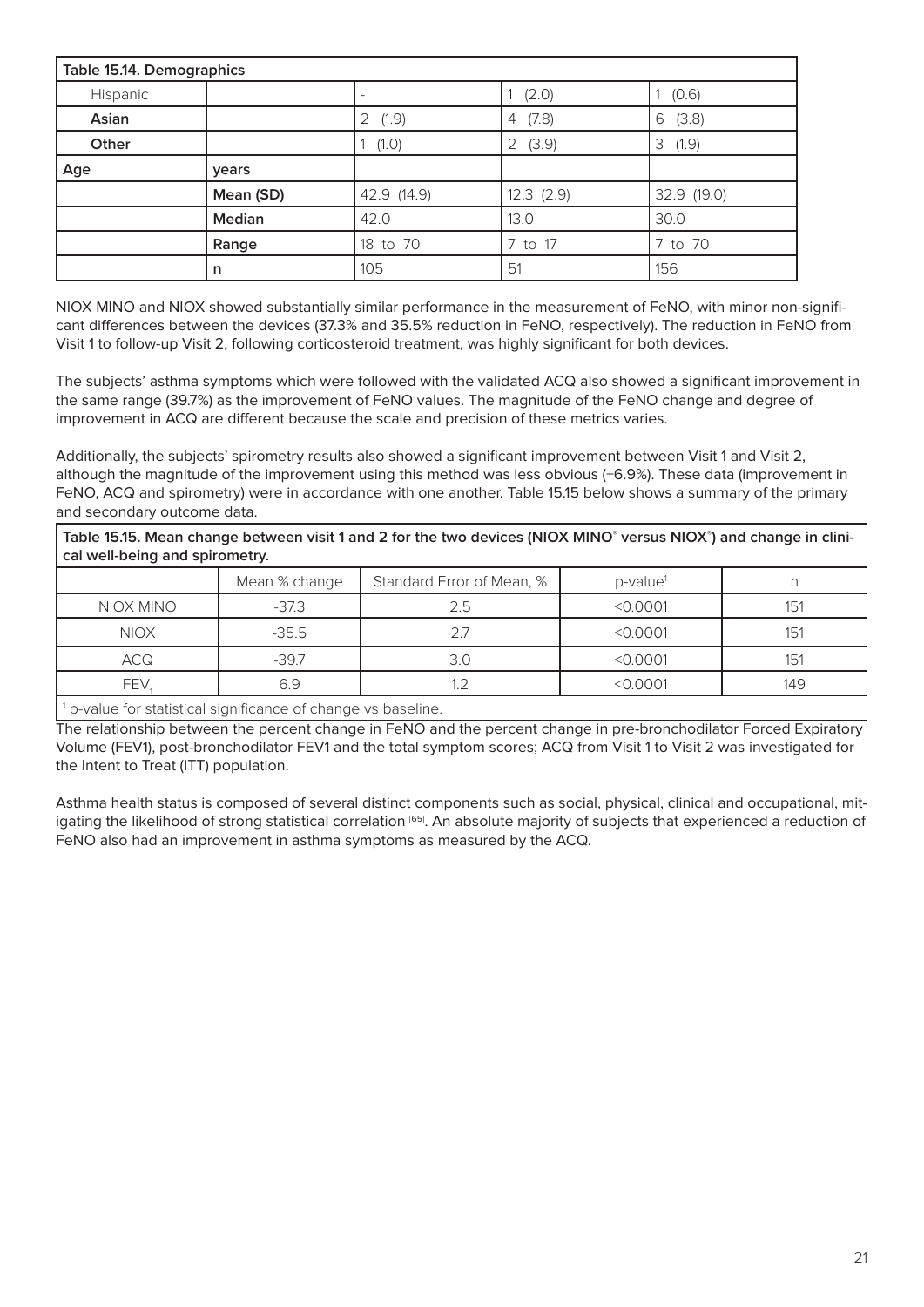| Table 15.14. Demographics | | | | |
|---|---|---|---|---|
| Hispanic | | - | 1 (2.0) | 1 (0.6) |
| **Asian** | | 2 (1.9) | 4 (7.8) | 6 (3.8) |
| **Other** | | 1 (1.0) | 2 (3.9) | 3 (1.9) |
| **Age** | **years** | | | |
| | **Mean (SD)** | 42.9 (14.9) | 12.3 (2.9) | 32.9 (19.0) |
| | **Median** | 42.0 | 13.0 | 30.0 |
| | **Range** | 18 to 70 | 7 to 17 | 7 to 70 |
| | **n** | 105 | 51 | 156 |

NIOX MINO and NIOX showed substantially similar performance in the measurement of FeNO, with minor non-significant differences between the devices (37.3% and 35.5% reduction in FeNO, respectively). The reduction in FeNO from Visit 1 to follow-up Visit 2, following corticosteroid treatment, was highly significant for both devices.

The subjects' asthma symptoms which were followed with the validated ACQ also showed a significant improvement in the same range (39.7%) as the improvement of FeNO values. The magnitude of the FeNO change and degree of improvement in ACQ are different because the scale and precision of these metrics varies.

Additionally, the subjects' spirometry results also showed a significant improvement between Visit 1 and Visit 2, although the magnitude of the improvement using this method was less obvious (+6.9%). These data (improvement in FeNO, ACQ and spirometry) were in accordance with one another. Table 15.15 below shows a summary of the primary and secondary outcome data.

**Table 15.15. Mean change between visit 1 and 2 for the two devices (NIOX MINO® versus NIOX®) and change in clinical well-being and spirometry.**

| | Mean % change | Standard Error of Mean, % | p-value[1] | n |
|---|---|---|---|---|
| NIOX MINO | -37.3 | 2.5 | <0.0001 | 151 |
| NIOX | -35.5 | 2.7 | <0.0001 | 151 |
| ACQ | -39.7 | 3.0 | <0.0001 | 151 |
| $FEV_1$ | 6.9 | 1.2 | <0.0001 | 149 |

[1] p-value for statistical significance of change vs baseline.

The relationship between the percent change in FeNO and the percent change in pre-bronchodilator Forced Expiratory Volume (FEV1), post-bronchodilator FEV1 and the total symptom scores; ACQ from Visit 1 to Visit 2 was investigated for the Intent to Treat (ITT) population.

Asthma health status is composed of several distinct components such as social, physical, clinical and occupational, mitigating the likelihood of strong statistical correlation [65]. An absolute majority of subjects that experienced a reduction of FeNO also had an improvement in asthma symptoms as measured by the ACQ.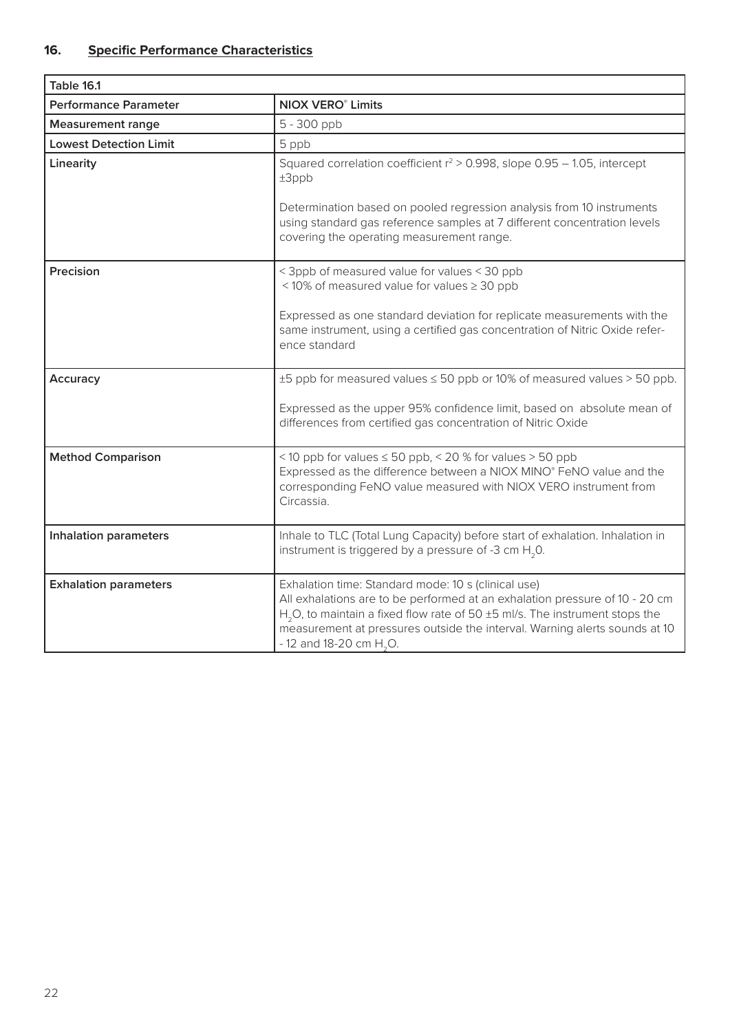## 16. Specific Performance Characteristics

| Table 16.1 | |
|---|---|
| **Performance Parameter** | **NIOX VERO® Limits** |
| **Measurement range** | 5 - 300 ppb |
| **Lowest Detection Limit** | 5 ppb |
| **Linearity** | Squared correlation coefficient $r^2 > 0.998$, slope 0.95 – 1.05, intercept ±3ppb<br><br>Determination based on pooled regression analysis from 10 instruments using standard gas reference samples at 7 different concentration levels covering the operating measurement range. |
| **Precision** | < 3ppb of measured value for values < 30 ppb<br>< 10% of measured value for values ≥ 30 ppb<br><br>Expressed as one standard deviation for replicate measurements with the same instrument, using a certified gas concentration of Nitric Oxide reference standard |
| **Accuracy** | ±5 ppb for measured values ≤ 50 ppb or 10% of measured values > 50 ppb.<br><br>Expressed as the upper 95% confidence limit, based on absolute mean of differences from certified gas concentration of Nitric Oxide |
| **Method Comparison** | < 10 ppb for values ≤ 50 ppb, < 20 % for values > 50 ppb<br>Expressed as the difference between a NIOX MINO® FeNO value and the corresponding FeNO value measured with NIOX VERO instrument from Circassia. |
| **Inhalation parameters** | Inhale to TLC (Total Lung Capacity) before start of exhalation. Inhalation in instrument is triggered by a pressure of -3 cm $H_2O$. |
| **Exhalation parameters** | Exhalation time: Standard mode: 10 s (clinical use)<br>All exhalations are to be performed at an exhalation pressure of 10 - 20 cm $H_2O$, to maintain a fixed flow rate of 50 ±5 ml/s. The instrument stops the measurement at pressures outside the interval. Warning alerts sounds at 10 - 12 and 18-20 cm $H_2O$. |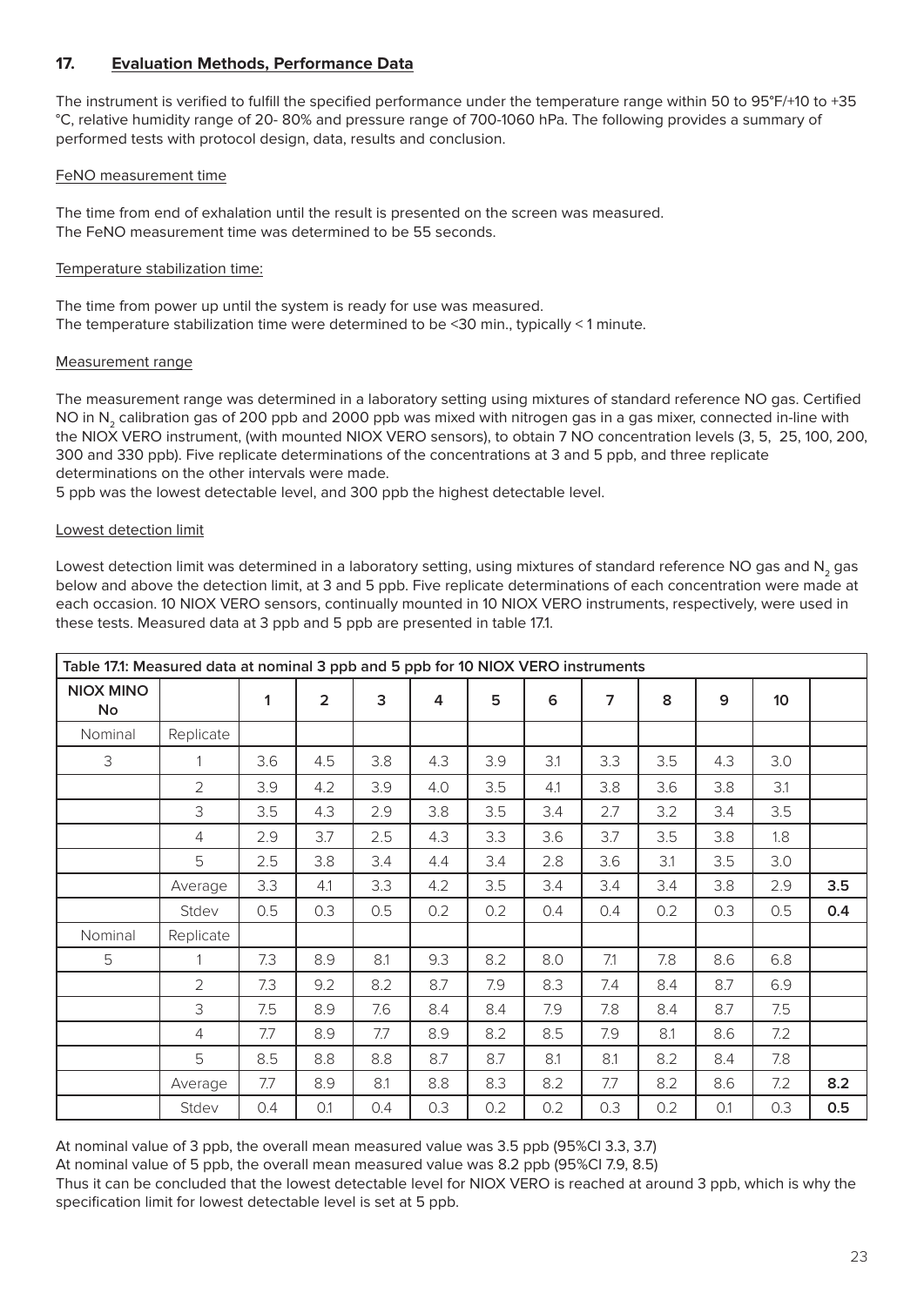## 17. Evaluation Methods, Performance Data

The instrument is verified to fulfill the specified performance under the temperature range within 50 to 95°F/+10 to +35 °C, relative humidity range of 20- 80% and pressure range of 700-1060 hPa. The following provides a summary of performed tests with protocol design, data, results and conclusion.

FeNO measurement time

The time from end of exhalation until the result is presented on the screen was measured.
The FeNO measurement time was determined to be 55 seconds.

Temperature stabilization time:

The time from power up until the system is ready for use was measured.
The temperature stabilization time were determined to be <30 min., typically < 1 minute.

Measurement range

The measurement range was determined in a laboratory setting using mixtures of standard reference NO gas. Certified NO in $N_2$ calibration gas of 200 ppb and 2000 ppb was mixed with nitrogen gas in a gas mixer, connected in-line with the NIOX VERO instrument, (with mounted NIOX VERO sensors), to obtain 7 NO concentration levels (3, 5, 25, 100, 200, 300 and 330 ppb). Five replicate determinations of the concentrations at 3 and 5 ppb, and three replicate determinations on the other intervals were made.
5 ppb was the lowest detectable level, and 300 ppb the highest detectable level.

Lowest detection limit

Lowest detection limit was determined in a laboratory setting, using mixtures of standard reference NO gas and $N_2$ gas below and above the detection limit, at 3 and 5 ppb. Five replicate determinations of each concentration were made at each occasion. 10 NIOX VERO sensors, continually mounted in 10 NIOX VERO instruments, respectively, were used in these tests. Measured data at 3 ppb and 5 ppb are presented in table 17.1.

**Table 17.1: Measured data at nominal 3 ppb and 5 ppb for 10 NIOX VERO instruments**

| NIOX MINO No | | 1 | 2 | 3 | 4 | 5 | 6 | 7 | 8 | 9 | 10 | |
|---|---|---|---|---|---|---|---|---|---|---|---|---|
| Nominal | Replicate | | | | | | | | | | | |
| 3 | 1 | 3.6 | 4.5 | 3.8 | 4.3 | 3.9 | 3.1 | 3.3 | 3.5 | 4.3 | 3.0 | |
| | 2 | 3.9 | 4.2 | 3.9 | 4.0 | 3.5 | 4.1 | 3.8 | 3.6 | 3.8 | 3.1 | |
| | 3 | 3.5 | 4.3 | 2.9 | 3.8 | 3.5 | 3.4 | 2.7 | 3.2 | 3.4 | 3.5 | |
| | 4 | 2.9 | 3.7 | 2.5 | 4.3 | 3.3 | 3.6 | 3.7 | 3.5 | 3.8 | 1.8 | |
| | 5 | 2.5 | 3.8 | 3.4 | 4.4 | 3.4 | 2.8 | 3.6 | 3.1 | 3.5 | 3.0 | |
| | Average | 3.3 | 4.1 | 3.3 | 4.2 | 3.5 | 3.4 | 3.4 | 3.4 | 3.8 | 2.9 | **3.5** |
| | Stdev | 0.5 | 0.3 | 0.5 | 0.2 | 0.2 | 0.4 | 0.4 | 0.2 | 0.3 | 0.5 | **0.4** |
| Nominal | Replicate | | | | | | | | | | | |
| 5 | 1 | 7.3 | 8.9 | 8.1 | 9.3 | 8.2 | 8.0 | 7.1 | 7.8 | 8.6 | 6.8 | |
| | 2 | 7.3 | 9.2 | 8.2 | 8.7 | 7.9 | 8.3 | 7.4 | 8.4 | 8.7 | 6.9 | |
| | 3 | 7.5 | 8.9 | 7.6 | 8.4 | 8.4 | 7.9 | 7.8 | 8.4 | 8.7 | 7.5 | |
| | 4 | 7.7 | 8.9 | 7.7 | 8.9 | 8.2 | 8.5 | 7.9 | 8.1 | 8.6 | 7.2 | |
| | 5 | 8.5 | 8.8 | 8.8 | 8.7 | 8.7 | 8.1 | 8.1 | 8.2 | 8.4 | 7.8 | |
| | Average | 7.7 | 8.9 | 8.1 | 8.8 | 8.3 | 8.2 | 7.7 | 8.2 | 8.6 | 7.2 | **8.2** |
| | Stdev | 0.4 | 0.1 | 0.4 | 0.3 | 0.2 | 0.2 | 0.3 | 0.2 | 0.1 | 0.3 | **0.5** |

At nominal value of 3 ppb, the overall mean measured value was 3.5 ppb (95%CI 3.3, 3.7)
At nominal value of 5 ppb, the overall mean measured value was 8.2 ppb (95%CI 7.9, 8.5)
Thus it can be concluded that the lowest detectable level for NIOX VERO is reached at around 3 ppb, which is why the specification limit for lowest detectable level is set at 5 ppb.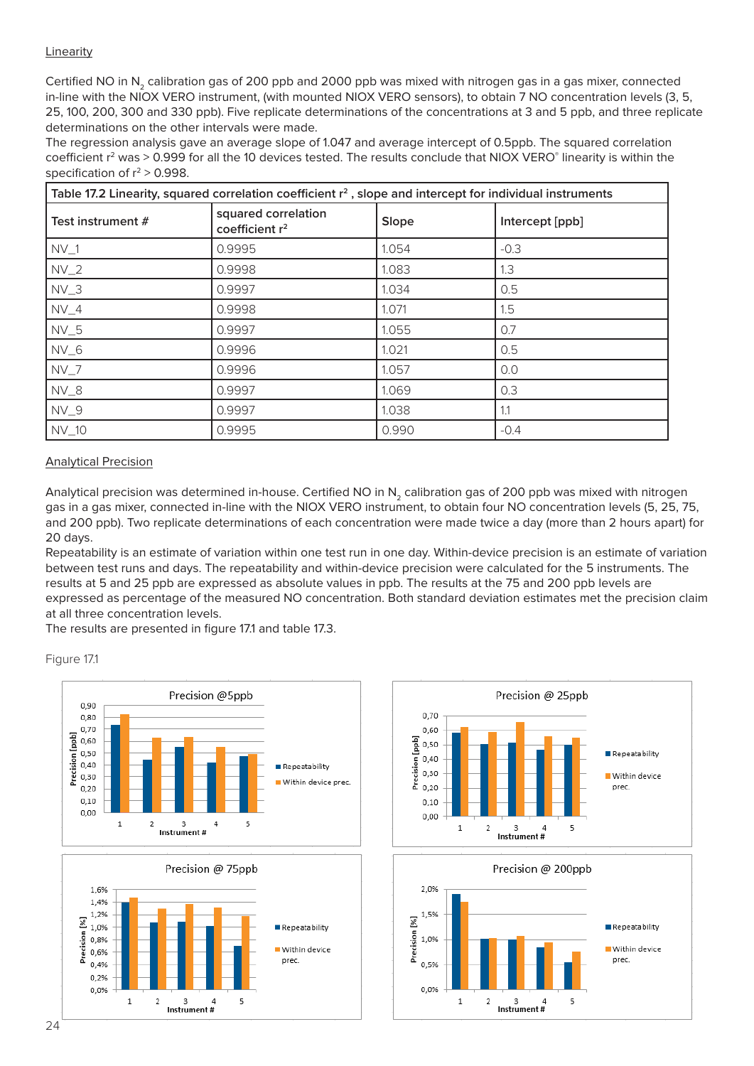Linearity

Certified NO in $N_2$ calibration gas of 200 ppb and 2000 ppb was mixed with nitrogen gas in a gas mixer, connected in-line with the NIOX VERO instrument, (with mounted NIOX VERO sensors), to obtain 7 NO concentration levels (3, 5, 25, 100, 200, 300 and 330 ppb). Five replicate determinations of the concentrations at 3 and 5 ppb, and three replicate determinations on the other intervals were made.
The regression analysis gave an average slope of 1.047 and average intercept of 0.5ppb. The squared correlation coefficient $r^2$ was > 0.999 for all the 10 devices tested. The results conclude that NIOX VERO® linearity is within the specification of $r^2$ > 0.998.

Table 17.2 Linearity, squared correlation coefficient $r^2$ , slope and intercept for individual instruments

| Test instrument # | squared correlation coefficient $r^2$ | Slope | Intercept [ppb] |
|---|---|---|---|
| NV_1 | 0.9995 | 1.054 | -0.3 |
| NV_2 | 0.9998 | 1.083 | 1.3 |
| NV_3 | 0.9997 | 1.034 | 0.5 |
| NV_4 | 0.9998 | 1.071 | 1.5 |
| NV_5 | 0.9997 | 1.055 | 0.7 |
| NV_6 | 0.9996 | 1.021 | 0.5 |
| NV_7 | 0.9996 | 1.057 | 0.0 |
| NV_8 | 0.9997 | 1.069 | 0.3 |
| NV_9 | 0.9997 | 1.038 | 1.1 |
| NV_10 | 0.9995 | 0.990 | -0.4 |

Analytical Precision

Analytical precision was determined in-house. Certified NO in $N_2$ calibration gas of 200 ppb was mixed with nitrogen gas in a gas mixer, connected in-line with the NIOX VERO instrument, to obtain four NO concentration levels (5, 25, 75, and 200 ppb). Two replicate determinations of each concentration were made twice a day (more than 2 hours apart) for 20 days.
Repeatability is an estimate of variation within one test run in one day. Within-device precision is an estimate of variation between test runs and days. The repeatability and within-device precision were calculated for the 5 instruments. The results at 5 and 25 ppb are expressed as absolute values in ppb. The results at the 75 and 200 ppb levels are expressed as percentage of the measured NO concentration. Both standard deviation estimates met the precision claim at all three concentration levels.
The results are presented in figure 17.1 and table 17.3.

Figure 17.1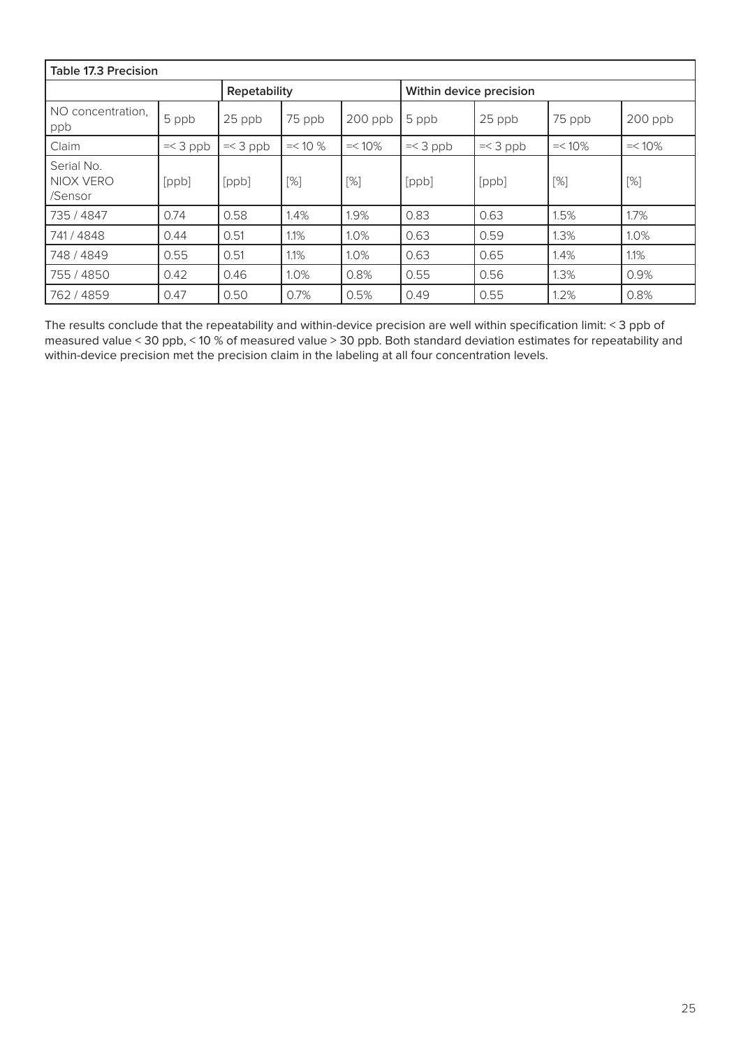| Table 17.3 Precision | | | | | | | | |
|---|---|---|---|---|---|---|---|---|
| | | **Repeatability** | | | **Within device precision** | | | |
| NO concentration, ppb | 5 ppb | 25 ppb | 75 ppb | 200 ppb | 5 ppb | 25 ppb | 75 ppb | 200 ppb |
| Claim | =< 3 ppb | =< 3 ppb | =< 10 % | =< 10% | =< 3 ppb | =< 3 ppb | =< 10% | =< 10% |
| Serial No. NIOX VERO /Sensor | [ppb] | [ppb] | [%] | [%] | [ppb] | [ppb] | [%] | [%] |
| 735 / 4847 | 0.74 | 0.58 | 1.4% | 1.9% | 0.83 | 0.63 | 1.5% | 1.7% |
| 741 / 4848 | 0.44 | 0.51 | 1.1% | 1.0% | 0.63 | 0.59 | 1.3% | 1.0% |
| 748 / 4849 | 0.55 | 0.51 | 1.1% | 1.0% | 0.63 | 0.65 | 1.4% | 1.1% |
| 755 / 4850 | 0.42 | 0.46 | 1.0% | 0.8% | 0.55 | 0.56 | 1.3% | 0.9% |
| 762 / 4859 | 0.47 | 0.50 | 0.7% | 0.5% | 0.49 | 0.55 | 1.2% | 0.8% |

The results conclude that the repeatability and within-device precision are well within specification limit: < 3 ppb of measured value < 30 ppb, < 10 % of measured value > 30 ppb. Both standard deviation estimates for repeatability and within-device precision met the precision claim in the labeling at all four concentration levels.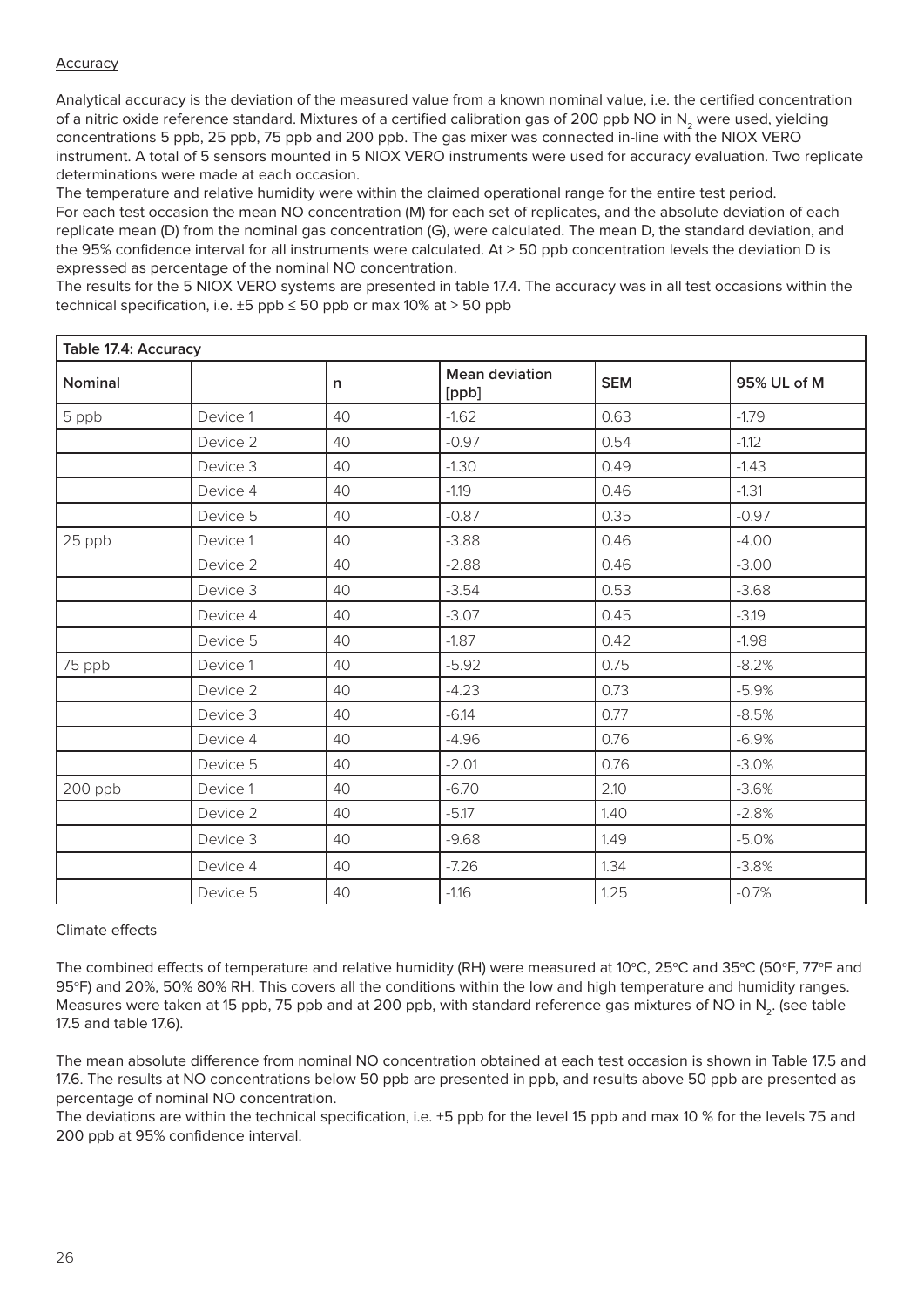Accuracy

Analytical accuracy is the deviation of the measured value from a known nominal value, i.e. the certified concentration of a nitric oxide reference standard. Mixtures of a certified calibration gas of 200 ppb NO in $N_2$ were used, yielding concentrations 5 ppb, 25 ppb, 75 ppb and 200 ppb. The gas mixer was connected in-line with the NIOX VERO instrument. A total of 5 sensors mounted in 5 NIOX VERO instruments were used for accuracy evaluation. Two replicate determinations were made at each occasion.
The temperature and relative humidity were within the claimed operational range for the entire test period.
For each test occasion the mean NO concentration (M) for each set of replicates, and the absolute deviation of each replicate mean (D) from the nominal gas concentration (G), were calculated. The mean D, the standard deviation, and the 95% confidence interval for all instruments were calculated. At > 50 ppb concentration levels the deviation D is expressed as percentage of the nominal NO concentration.
The results for the 5 NIOX VERO systems are presented in table 17.4. The accuracy was in all test occasions within the technical specification, i.e. ±5 ppb ≤ 50 ppb or max 10% at > 50 ppb

| Table 17.4: Accuracy | | | | | |
|---|---|---|---|---|---|
| **Nominal** | | **n** | **Mean deviation [ppb]** | **SEM** | **95% UL of M** |
| 5 ppb | Device 1 | 40 | -1.62 | 0.63 | -1.79 |
| | Device 2 | 40 | -0.97 | 0.54 | -1.12 |
| | Device 3 | 40 | -1.30 | 0.49 | -1.43 |
| | Device 4 | 40 | -1.19 | 0.46 | -1.31 |
| | Device 5 | 40 | -0.87 | 0.35 | -0.97 |
| 25 ppb | Device 1 | 40 | -3.88 | 0.46 | -4.00 |
| | Device 2 | 40 | -2.88 | 0.46 | -3.00 |
| | Device 3 | 40 | -3.54 | 0.53 | -3.68 |
| | Device 4 | 40 | -3.07 | 0.45 | -3.19 |
| | Device 5 | 40 | -1.87 | 0.42 | -1.98 |
| 75 ppb | Device 1 | 40 | -5.92 | 0.75 | -8.2% |
| | Device 2 | 40 | -4.23 | 0.73 | -5.9% |
| | Device 3 | 40 | -6.14 | 0.77 | -8.5% |
| | Device 4 | 40 | -4.96 | 0.76 | -6.9% |
| | Device 5 | 40 | -2.01 | 0.76 | -3.0% |
| 200 ppb | Device 1 | 40 | -6.70 | 2.10 | -3.6% |
| | Device 2 | 40 | -5.17 | 1.40 | -2.8% |
| | Device 3 | 40 | -9.68 | 1.49 | -5.0% |
| | Device 4 | 40 | -7.26 | 1.34 | -3.8% |
| | Device 5 | 40 | -1.16 | 1.25 | -0.7% |

Climate effects

The combined effects of temperature and relative humidity (RH) were measured at 10°C, 25°C and 35°C (50°F, 77°F and 95°F) and 20%, 50% 80% RH. This covers all the conditions within the low and high temperature and humidity ranges. Measures were taken at 15 ppb, 75 ppb and at 200 ppb, with standard reference gas mixtures of NO in $N_2$. (see table 17.5 and table 17.6).

The mean absolute difference from nominal NO concentration obtained at each test occasion is shown in Table 17.5 and 17.6. The results at NO concentrations below 50 ppb are presented in ppb, and results above 50 ppb are presented as percentage of nominal NO concentration.
The deviations are within the technical specification, i.e. ±5 ppb for the level 15 ppb and max 10 % for the levels 75 and 200 ppb at 95% confidence interval.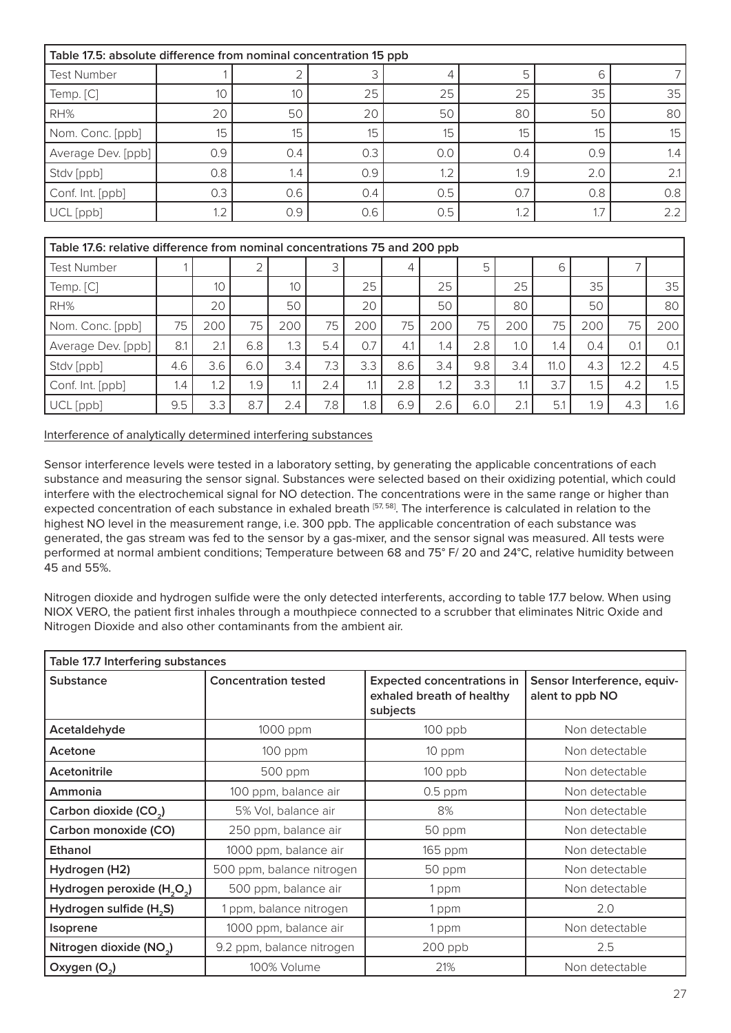| Table 17.5: absolute difference from nominal concentration 15 ppb | | | | | | | |
|---|---|---|---|---|---|---|---|
| Test Number | 1 | 2 | 3 | 4 | 5 | 6 | 7 |
| Temp. [C] | 10 | 10 | 25 | 25 | 25 | 35 | 35 |
| RH% | 20 | 50 | 20 | 50 | 80 | 50 | 80 |
| Nom. Conc. [ppb] | 15 | 15 | 15 | 15 | 15 | 15 | 15 |
| Average Dev. [ppb] | 0.9 | 0.4 | 0.3 | 0.0 | 0.4 | 0.9 | 1.4 |
| Stdv [ppb] | 0.8 | 1.4 | 0.9 | 1.2 | 1.9 | 2.0 | 2.1 |
| Conf. Int. [ppb] | 0.3 | 0.6 | 0.4 | 0.5 | 0.7 | 0.8 | 0.8 |
| UCL [ppb] | 1.2 | 0.9 | 0.6 | 0.5 | 1.2 | 1.7 | 2.2 |

| Table 17.6: relative difference from nominal concentrations 75 and 200 ppb | | | | | | | | | | | | | | |
|---|---|---|---|---|---|---|---|---|---|---|---|---|---|---|
| Test Number | 1 | | 2 | | 3 | | 4 | | 5 | | 6 | | 7 | |
| Temp. [C] | | 10 | | 10 | | 25 | | 25 | | 25 | | 35 | | 35 |
| RH% | | 20 | | 50 | | 20 | | 50 | | 80 | | 50 | | 80 |
| Nom. Conc. [ppb] | 75 | 200 | 75 | 200 | 75 | 200 | 75 | 200 | 75 | 200 | 75 | 200 | 75 | 200 |
| Average Dev. [ppb] | 8.1 | 2.1 | 6.8 | 1.3 | 5.4 | 0.7 | 4.1 | 1.4 | 2.8 | 1.0 | 1.4 | 0.4 | 0.1 | 0.1 |
| Stdv [ppb] | 4.6 | 3.6 | 6.0 | 3.4 | 7.3 | 3.3 | 8.6 | 3.4 | 9.8 | 3.4 | 11.0 | 4.3 | 12.2 | 4.5 |
| Conf. Int. [ppb] | 1.4 | 1.2 | 1.9 | 1.1 | 2.4 | 1.1 | 2.8 | 1.2 | 3.3 | 1.1 | 3.7 | 1.5 | 4.2 | 1.5 |
| UCL [ppb] | 9.5 | 3.3 | 8.7 | 2.4 | 7.8 | 1.8 | 6.9 | 2.6 | 6.0 | 2.1 | 5.1 | 1.9 | 4.3 | 1.6 |

Interference of analytically determined interfering substances

Sensor interference levels were tested in a laboratory setting, by generating the applicable concentrations of each substance and measuring the sensor signal. Substances were selected based on their oxidizing potential, which could interfere with the electrochemical signal for NO detection. The concentrations were in the same range or higher than expected concentration of each substance in exhaled breath [57, 58]. The interference is calculated in relation to the highest NO level in the measurement range, i.e. 300 ppb. The applicable concentration of each substance was generated, the gas stream was fed to the sensor by a gas-mixer, and the sensor signal was measured. All tests were performed at normal ambient conditions; Temperature between 68 and 75° F/ 20 and 24°C, relative humidity between 45 and 55%.

Nitrogen dioxide and hydrogen sulfide were the only detected interferents, according to table 17.7 below. When using NIOX VERO, the patient first inhales through a mouthpiece connected to a scrubber that eliminates Nitric Oxide and Nitrogen Dioxide and also other contaminants from the ambient air.

| Table 17.7 Interfering substances | | | |
|---|---|---|---|
| **Substance** | **Concentration tested** | **Expected concentrations in exhaled breath of healthy subjects** | **Sensor Interference, equivalent to ppb NO** |
| **Acetaldehyde** | 1000 ppm | 100 ppb | Non detectable |
| **Acetone** | 100 ppm | 10 ppm | Non detectable |
| **Acetonitrile** | 500 ppm | 100 ppb | Non detectable |
| **Ammonia** | 100 ppm, balance air | 0.5 ppm | Non detectable |
| **Carbon dioxide ($CO_2$)** | 5% Vol, balance air | 8% | Non detectable |
| **Carbon monoxide (CO)** | 250 ppm, balance air | 50 ppm | Non detectable |
| **Ethanol** | 1000 ppm, balance air | 165 ppm | Non detectable |
| **Hydrogen (H2)** | 500 ppm, balance nitrogen | 50 ppm | Non detectable |
| **Hydrogen peroxide ($H_2O_2$)** | 500 ppm, balance air | 1 ppm | Non detectable |
| **Hydrogen sulfide ($H_2S$)** | 1 ppm, balance nitrogen | 1 ppm | 2.0 |
| **Isoprene** | 1000 ppm, balance air | 1 ppm | Non detectable |
| **Nitrogen dioxide ($NO_2$)** | 9.2 ppm, balance nitrogen | 200 ppb | 2.5 |
| **Oxygen ($O_2$)** | 100% Volume | 21% | Non detectable |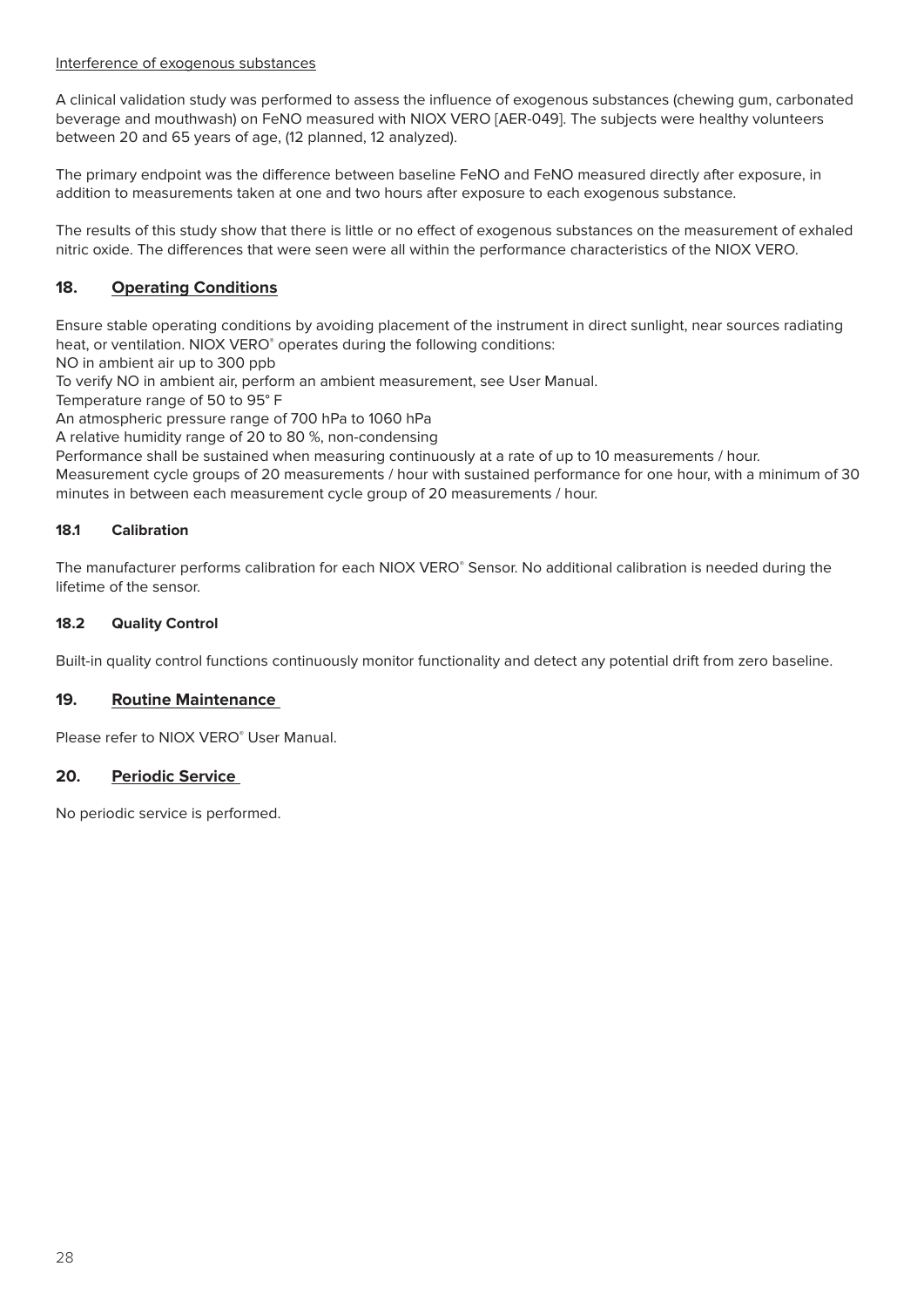Interference of exogenous substances

A clinical validation study was performed to assess the influence of exogenous substances (chewing gum, carbonated beverage and mouthwash) on FeNO measured with NIOX VERO [AER-049]. The subjects were healthy volunteers between 20 and 65 years of age, (12 planned, 12 analyzed).

The primary endpoint was the difference between baseline FeNO and FeNO measured directly after exposure, in addition to measurements taken at one and two hours after exposure to each exogenous substance.

The results of this study show that there is little or no effect of exogenous substances on the measurement of exhaled nitric oxide. The differences that were seen were all within the performance characteristics of the NIOX VERO.

## 18. Operating Conditions

Ensure stable operating conditions by avoiding placement of the instrument in direct sunlight, near sources radiating heat, or ventilation. NIOX VERO® operates during the following conditions:
NO in ambient air up to 300 ppb
To verify NO in ambient air, perform an ambient measurement, see User Manual.
Temperature range of 50 to 95° F
An atmospheric pressure range of 700 hPa to 1060 hPa
A relative humidity range of 20 to 80 %, non-condensing
Performance shall be sustained when measuring continuously at a rate of up to 10 measurements / hour.
Measurement cycle groups of 20 measurements / hour with sustained performance for one hour, with a minimum of 30 minutes in between each measurement cycle group of 20 measurements / hour.

### 18.1 Calibration

The manufacturer performs calibration for each NIOX VERO® Sensor. No additional calibration is needed during the lifetime of the sensor.

### 18.2 Quality Control

Built-in quality control functions continuously monitor functionality and detect any potential drift from zero baseline.

## 19. Routine Maintenance

Please refer to NIOX VERO® User Manual.

## 20. Periodic Service

No periodic service is performed.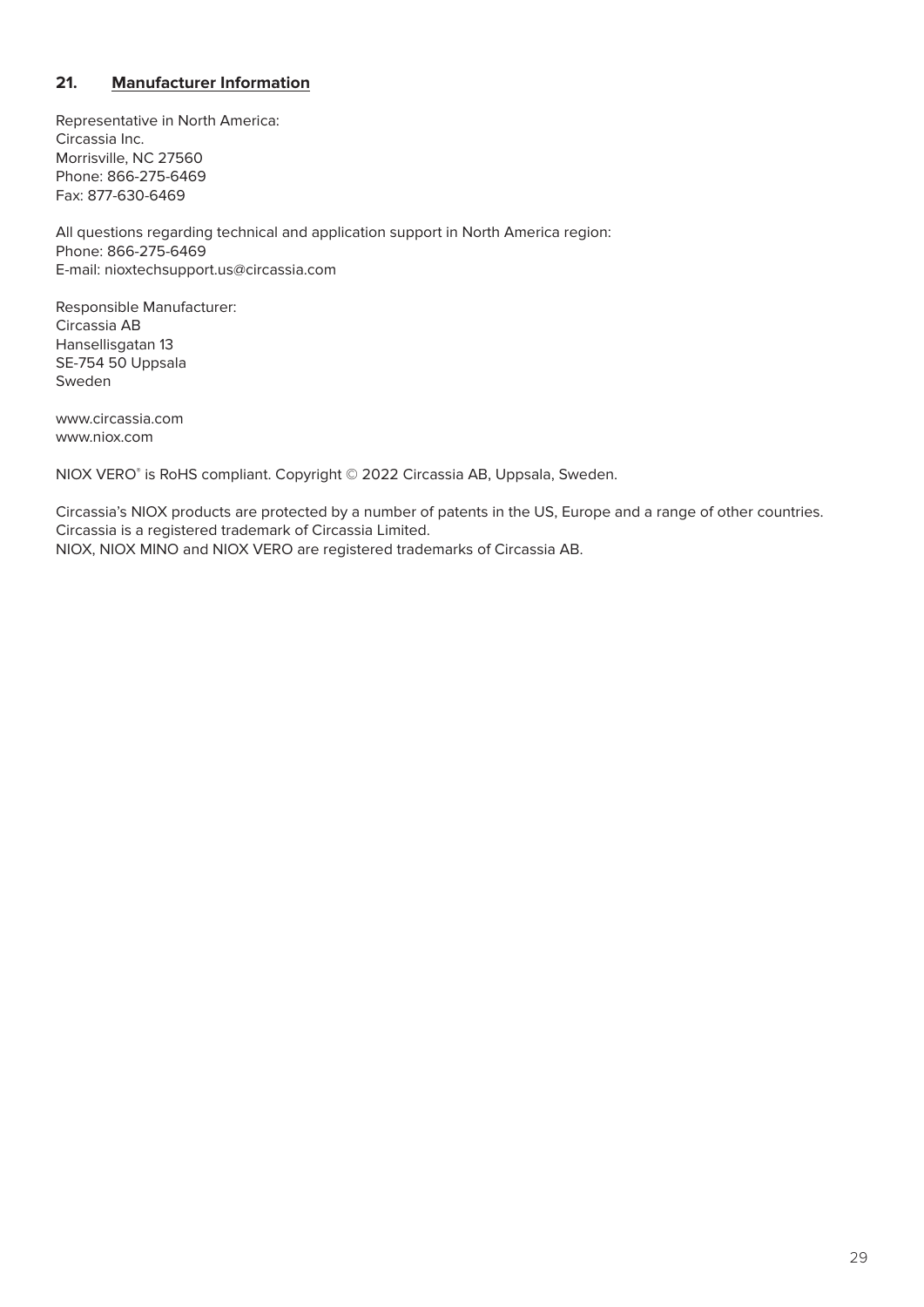## 21. Manufacturer Information

Representative in North America:
Circassia Inc.
Morrisville, NC 27560
Phone: 866-275-6469
Fax: 877-630-6469

All questions regarding technical and application support in North America region:
Phone: 866-275-6469
E-mail: nioxtechsupport.us@circassia.com

Responsible Manufacturer:
Circassia AB
Hansellisgatan 13
SE-754 50 Uppsala
Sweden

www.circassia.com
www.niox.com

NIOX VERO® is RoHS compliant. Copyright © 2022 Circassia AB, Uppsala, Sweden.

Circassia's NIOX products are protected by a number of patents in the US, Europe and a range of other countries.
Circassia is a registered trademark of Circassia Limited.
NIOX, NIOX MINO and NIOX VERO are registered trademarks of Circassia AB.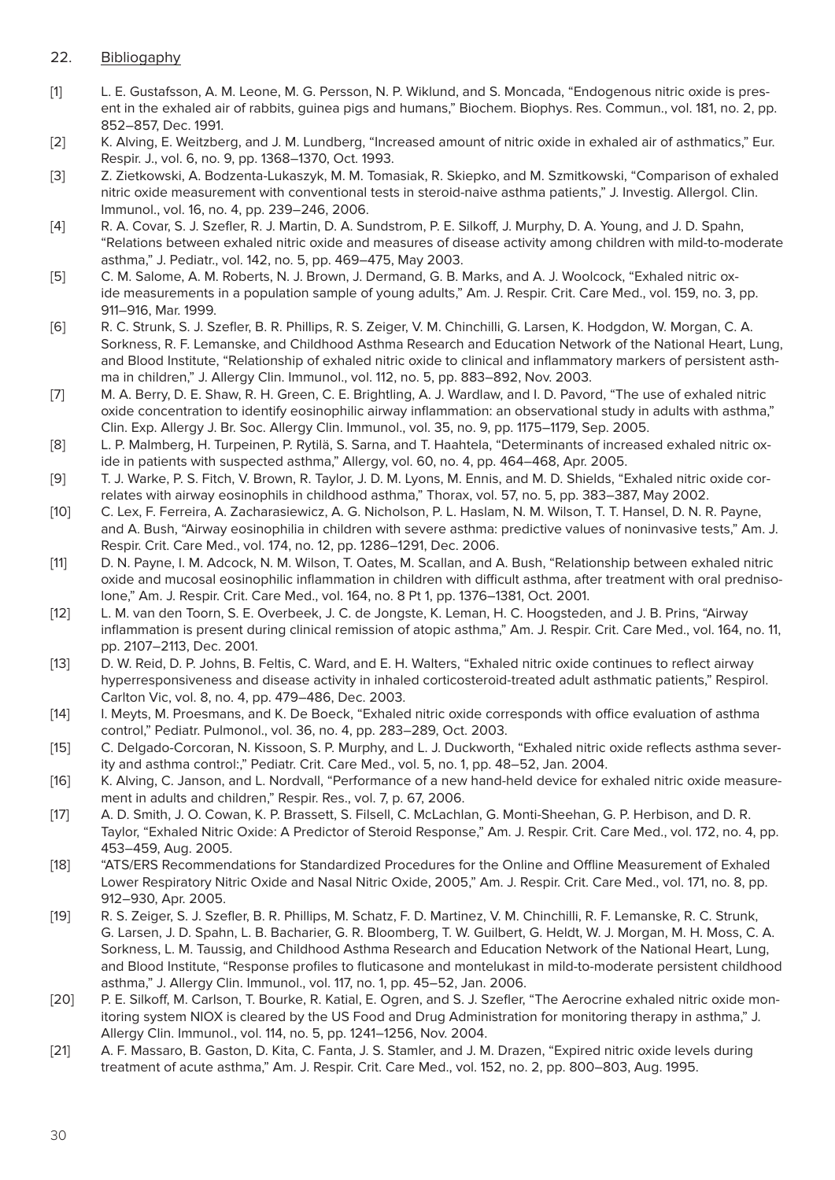## 22. Bibliogaphy

[1] L. E. Gustafsson, A. M. Leone, M. G. Persson, N. P. Wiklund, and S. Moncada, "Endogenous nitric oxide is present in the exhaled air of rabbits, guinea pigs and humans," Biochem. Biophys. Res. Commun., vol. 181, no. 2, pp. 852–857, Dec. 1991.

[2] K. Alving, E. Weitzberg, and J. M. Lundberg, "Increased amount of nitric oxide in exhaled air of asthmatics," Eur. Respir. J., vol. 6, no. 9, pp. 1368–1370, Oct. 1993.

[3] Z. Zietkowski, A. Bodzenta-Lukaszyk, M. M. Tomasiak, R. Skiepko, and M. Szmitkowski, "Comparison of exhaled nitric oxide measurement with conventional tests in steroid-naive asthma patients," J. Investig. Allergol. Clin. Immunol., vol. 16, no. 4, pp. 239–246, 2006.

[4] R. A. Covar, S. J. Szefler, R. J. Martin, D. A. Sundstrom, P. E. Silkoff, J. Murphy, D. A. Young, and J. D. Spahn, "Relations between exhaled nitric oxide and measures of disease activity among children with mild-to-moderate asthma," J. Pediatr., vol. 142, no. 5, pp. 469–475, May 2003.

[5] C. M. Salome, A. M. Roberts, N. J. Brown, J. Dermand, G. B. Marks, and A. J. Woolcock, "Exhaled nitric oxide measurements in a population sample of young adults," Am. J. Respir. Crit. Care Med., vol. 159, no. 3, pp. 911–916, Mar. 1999.

[6] R. C. Strunk, S. J. Szefler, B. R. Phillips, R. S. Zeiger, V. M. Chinchilli, G. Larsen, K. Hodgdon, W. Morgan, C. A. Sorkness, R. F. Lemanske, and Childhood Asthma Research and Education Network of the National Heart, Lung, and Blood Institute, "Relationship of exhaled nitric oxide to clinical and inflammatory markers of persistent asthma in children," J. Allergy Clin. Immunol., vol. 112, no. 5, pp. 883–892, Nov. 2003.

[7] M. A. Berry, D. E. Shaw, R. H. Green, C. E. Brightling, A. J. Wardlaw, and I. D. Pavord, "The use of exhaled nitric oxide concentration to identify eosinophilic airway inflammation: an observational study in adults with asthma," Clin. Exp. Allergy J. Br. Soc. Allergy Clin. Immunol., vol. 35, no. 9, pp. 1175–1179, Sep. 2005.

[8] L. P. Malmberg, H. Turpeinen, P. Rytilä, S. Sarna, and T. Haahtela, "Determinants of increased exhaled nitric oxide in patients with suspected asthma," Allergy, vol. 60, no. 4, pp. 464–468, Apr. 2005.

[9] T. J. Warke, P. S. Fitch, V. Brown, R. Taylor, J. D. M. Lyons, M. Ennis, and M. D. Shields, "Exhaled nitric oxide correlates with airway eosinophils in childhood asthma," Thorax, vol. 57, no. 5, pp. 383–387, May 2002.

[10] C. Lex, F. Ferreira, A. Zacharasiewicz, A. G. Nicholson, P. L. Haslam, N. M. Wilson, T. T. Hansel, D. N. R. Payne, and A. Bush, "Airway eosinophilia in children with severe asthma: predictive values of noninvasive tests," Am. J. Respir. Crit. Care Med., vol. 174, no. 12, pp. 1286–1291, Dec. 2006.

[11] D. N. Payne, I. M. Adcock, N. M. Wilson, T. Oates, M. Scallan, and A. Bush, "Relationship between exhaled nitric oxide and mucosal eosinophilic inflammation in children with difficult asthma, after treatment with oral prednisolone," Am. J. Respir. Crit. Care Med., vol. 164, no. 8 Pt 1, pp. 1376–1381, Oct. 2001.

[12] L. M. van den Toorn, S. E. Overbeek, J. C. de Jongste, K. Leman, H. C. Hoogsteden, and J. B. Prins, "Airway inflammation is present during clinical remission of atopic asthma," Am. J. Respir. Crit. Care Med., vol. 164, no. 11, pp. 2107–2113, Dec. 2001.

[13] D. W. Reid, D. P. Johns, B. Feltis, C. Ward, and E. H. Walters, "Exhaled nitric oxide continues to reflect airway hyperresponsiveness and disease activity in inhaled corticosteroid-treated adult asthmatic patients," Respirol. Carlton Vic, vol. 8, no. 4, pp. 479–486, Dec. 2003.

[14] I. Meyts, M. Proesmans, and K. De Boeck, "Exhaled nitric oxide corresponds with office evaluation of asthma control," Pediatr. Pulmonol., vol. 36, no. 4, pp. 283–289, Oct. 2003.

[15] C. Delgado-Corcoran, N. Kissoon, S. P. Murphy, and L. J. Duckworth, "Exhaled nitric oxide reflects asthma severity and asthma control:," Pediatr. Crit. Care Med., vol. 5, no. 1, pp. 48–52, Jan. 2004.

[16] K. Alving, C. Janson, and L. Nordvall, "Performance of a new hand-held device for exhaled nitric oxide measurement in adults and children," Respir. Res., vol. 7, p. 67, 2006.

[17] A. D. Smith, J. O. Cowan, K. P. Brassett, S. Filsell, C. McLachlan, G. Monti-Sheehan, G. P. Herbison, and D. R. Taylor, "Exhaled Nitric Oxide: A Predictor of Steroid Response," Am. J. Respir. Crit. Care Med., vol. 172, no. 4, pp. 453–459, Aug. 2005.

[18] "ATS/ERS Recommendations for Standardized Procedures for the Online and Offline Measurement of Exhaled Lower Respiratory Nitric Oxide and Nasal Nitric Oxide, 2005," Am. J. Respir. Crit. Care Med., vol. 171, no. 8, pp. 912–930, Apr. 2005.

[19] R. S. Zeiger, S. J. Szefler, B. R. Phillips, M. Schatz, F. D. Martinez, V. M. Chinchilli, R. F. Lemanske, R. C. Strunk, G. Larsen, J. D. Spahn, L. B. Bacharier, G. R. Bloomberg, T. W. Guilbert, G. Heldt, W. J. Morgan, M. H. Moss, C. A. Sorkness, L. M. Taussig, and Childhood Asthma Research and Education Network of the National Heart, Lung, and Blood Institute, "Response profiles to fluticasone and montelukast in mild-to-moderate persistent childhood asthma," J. Allergy Clin. Immunol., vol. 117, no. 1, pp. 45–52, Jan. 2006.

[20] P. E. Silkoff, M. Carlson, T. Bourke, R. Katial, E. Ogren, and S. J. Szefler, "The Aerocrine exhaled nitric oxide monitoring system NIOX is cleared by the US Food and Drug Administration for monitoring therapy in asthma," J. Allergy Clin. Immunol., vol. 114, no. 5, pp. 1241–1256, Nov. 2004.

[21] A. F. Massaro, B. Gaston, D. Kita, C. Fanta, J. S. Stamler, and J. M. Drazen, "Expired nitric oxide levels during treatment of acute asthma," Am. J. Respir. Crit. Care Med., vol. 152, no. 2, pp. 800–803, Aug. 1995.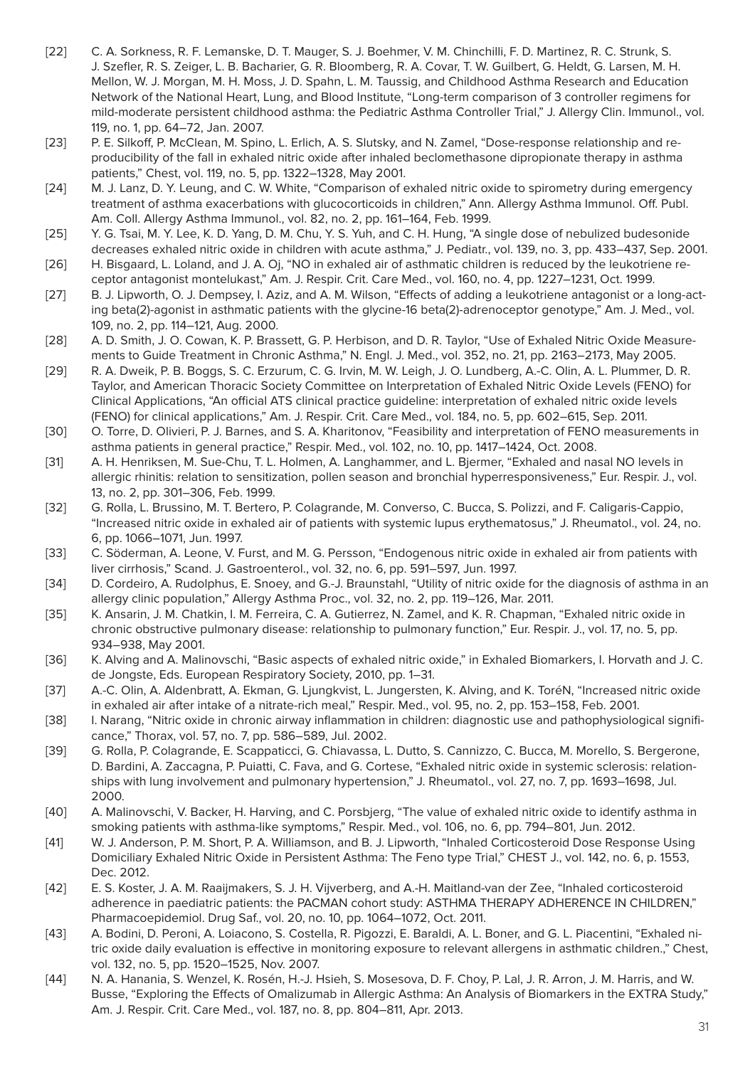[22] C. A. Sorkness, R. F. Lemanske, D. T. Mauger, S. J. Boehmer, V. M. Chinchilli, F. D. Martinez, R. C. Strunk, S. J. Szefler, R. S. Zeiger, L. B. Bacharier, G. R. Bloomberg, R. A. Covar, T. W. Guilbert, G. Heldt, G. Larsen, M. H. Mellon, W. J. Morgan, M. H. Moss, J. D. Spahn, L. M. Taussig, and Childhood Asthma Research and Education Network of the National Heart, Lung, and Blood Institute, "Long-term comparison of 3 controller regimens for mild-moderate persistent childhood asthma: the Pediatric Asthma Controller Trial," J. Allergy Clin. Immunol., vol. 119, no. 1, pp. 64–72, Jan. 2007.

[23] P. E. Silkoff, P. McClean, M. Spino, L. Erlich, A. S. Slutsky, and N. Zamel, "Dose-response relationship and reproducibility of the fall in exhaled nitric oxide after inhaled beclomethasone dipropionate therapy in asthma patients," Chest, vol. 119, no. 5, pp. 1322–1328, May 2001.

[24] M. J. Lanz, D. Y. Leung, and C. W. White, "Comparison of exhaled nitric oxide to spirometry during emergency treatment of asthma exacerbations with glucocorticoids in children," Ann. Allergy Asthma Immunol. Off. Publ. Am. Coll. Allergy Asthma Immunol., vol. 82, no. 2, pp. 161–164, Feb. 1999.

[25] Y. G. Tsai, M. Y. Lee, K. D. Yang, D. M. Chu, Y. S. Yuh, and C. H. Hung, "A single dose of nebulized budesonide decreases exhaled nitric oxide in children with acute asthma," J. Pediatr., vol. 139, no. 3, pp. 433–437, Sep. 2001.

[26] H. Bisgaard, L. Loland, and J. A. Oj, "NO in exhaled air of asthmatic children is reduced by the leukotriene receptor antagonist montelukast," Am. J. Respir. Crit. Care Med., vol. 160, no. 4, pp. 1227–1231, Oct. 1999.

[27] B. J. Lipworth, O. J. Dempsey, I. Aziz, and A. M. Wilson, "Effects of adding a leukotriene antagonist or a long-acting beta(2)-agonist in asthmatic patients with the glycine-16 beta(2)-adrenoceptor genotype," Am. J. Med., vol. 109, no. 2, pp. 114–121, Aug. 2000.

[28] A. D. Smith, J. O. Cowan, K. P. Brassett, G. P. Herbison, and D. R. Taylor, "Use of Exhaled Nitric Oxide Measurements to Guide Treatment in Chronic Asthma," N. Engl. J. Med., vol. 352, no. 21, pp. 2163–2173, May 2005.

[29] R. A. Dweik, P. B. Boggs, S. C. Erzurum, C. G. Irvin, M. W. Leigh, J. O. Lundberg, A.-C. Olin, A. L. Plummer, D. R. Taylor, and American Thoracic Society Committee on Interpretation of Exhaled Nitric Oxide Levels (FENO) for Clinical Applications, "An official ATS clinical practice guideline: interpretation of exhaled nitric oxide levels (FENO) for clinical applications," Am. J. Respir. Crit. Care Med., vol. 184, no. 5, pp. 602–615, Sep. 2011.

[30] O. Torre, D. Olivieri, P. J. Barnes, and S. A. Kharitonov, "Feasibility and interpretation of FENO measurements in asthma patients in general practice," Respir. Med., vol. 102, no. 10, pp. 1417–1424, Oct. 2008.

[31] A. H. Henriksen, M. Sue-Chu, T. L. Holmen, A. Langhammer, and L. Bjermer, "Exhaled and nasal NO levels in allergic rhinitis: relation to sensitization, pollen season and bronchial hyperresponsiveness," Eur. Respir. J., vol. 13, no. 2, pp. 301–306, Feb. 1999.

[32] G. Rolla, L. Brussino, M. T. Bertero, P. Colagrande, M. Converso, C. Bucca, S. Polizzi, and F. Caligaris-Cappio, "Increased nitric oxide in exhaled air of patients with systemic lupus erythematosus," J. Rheumatol., vol. 24, no. 6, pp. 1066–1071, Jun. 1997.

[33] C. Söderman, A. Leone, V. Furst, and M. G. Persson, "Endogenous nitric oxide in exhaled air from patients with liver cirrhosis," Scand. J. Gastroenterol., vol. 32, no. 6, pp. 591–597, Jun. 1997.

[34] D. Cordeiro, A. Rudolphus, E. Snoey, and G.-J. Braunstahl, "Utility of nitric oxide for the diagnosis of asthma in an allergy clinic population," Allergy Asthma Proc., vol. 32, no. 2, pp. 119–126, Mar. 2011.

[35] K. Ansarin, J. M. Chatkin, I. M. Ferreira, C. A. Gutierrez, N. Zamel, and K. R. Chapman, "Exhaled nitric oxide in chronic obstructive pulmonary disease: relationship to pulmonary function," Eur. Respir. J., vol. 17, no. 5, pp. 934–938, May 2001.

[36] K. Alving and A. Malinovschi, "Basic aspects of exhaled nitric oxide," in Exhaled Biomarkers, I. Horvath and J. C. de Jongste, Eds. European Respiratory Society, 2010, pp. 1–31.

[37] A.-C. Olin, A. Aldenbratt, A. Ekman, G. Ljungkvist, L. Jungersten, K. Alving, and K. ToréN, "Increased nitric oxide in exhaled air after intake of a nitrate-rich meal," Respir. Med., vol. 95, no. 2, pp. 153–158, Feb. 2001.

[38] I. Narang, "Nitric oxide in chronic airway inflammation in children: diagnostic use and pathophysiological significance," Thorax, vol. 57, no. 7, pp. 586–589, Jul. 2002.

[39] G. Rolla, P. Colagrande, E. Scappaticci, G. Chiavassa, L. Dutto, S. Cannizzo, C. Bucca, M. Morello, S. Bergerone, D. Bardini, A. Zaccagna, P. Puiatti, C. Fava, and G. Cortese, "Exhaled nitric oxide in systemic sclerosis: relationships with lung involvement and pulmonary hypertension," J. Rheumatol., vol. 27, no. 7, pp. 1693–1698, Jul. 2000.

[40] A. Malinovschi, V. Backer, H. Harving, and C. Porsbjerg, "The value of exhaled nitric oxide to identify asthma in smoking patients with asthma-like symptoms," Respir. Med., vol. 106, no. 6, pp. 794–801, Jun. 2012.

[41] W. J. Anderson, P. M. Short, P. A. Williamson, and B. J. Lipworth, "Inhaled Corticosteroid Dose Response Using Domiciliary Exhaled Nitric Oxide in Persistent Asthma: The Feno type Trial," CHEST J., vol. 142, no. 6, p. 1553, Dec. 2012.

[42] E. S. Koster, J. A. M. Raaijmakers, S. J. H. Vijverberg, and A.-H. Maitland-van der Zee, "Inhaled corticosteroid adherence in paediatric patients: the PACMAN cohort study: ASTHMA THERAPY ADHERENCE IN CHILDREN," Pharmacoepidemiol. Drug Saf., vol. 20, no. 10, pp. 1064–1072, Oct. 2011.

[43] A. Bodini, D. Peroni, A. Loiacono, S. Costella, R. Pigozzi, E. Baraldi, A. L. Boner, and G. L. Piacentini, "Exhaled nitric oxide daily evaluation is effective in monitoring exposure to relevant allergens in asthmatic children.," Chest, vol. 132, no. 5, pp. 1520–1525, Nov. 2007.

[44] N. A. Hanania, S. Wenzel, K. Rosén, H.-J. Hsieh, S. Mosesova, D. F. Choy, P. Lal, J. R. Arron, J. M. Harris, and W. Busse, "Exploring the Effects of Omalizumab in Allergic Asthma: An Analysis of Biomarkers in the EXTRA Study," Am. J. Respir. Crit. Care Med., vol. 187, no. 8, pp. 804–811, Apr. 2013.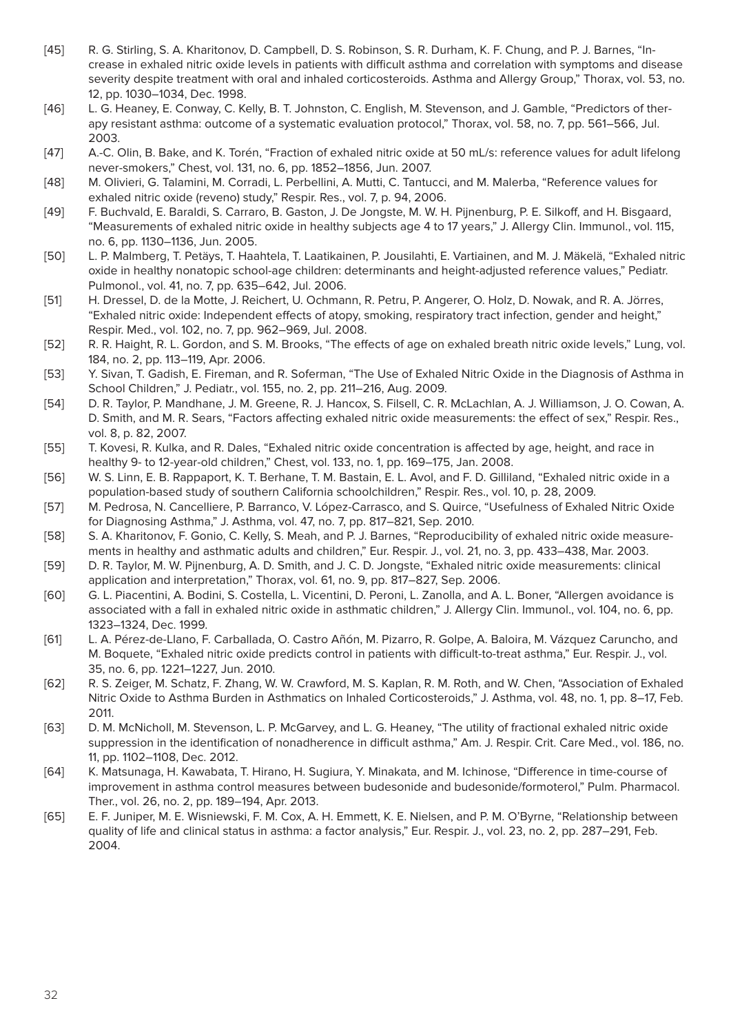[45] R. G. Stirling, S. A. Kharitonov, D. Campbell, D. S. Robinson, S. R. Durham, K. F. Chung, and P. J. Barnes, "Increase in exhaled nitric oxide levels in patients with difficult asthma and correlation with symptoms and disease severity despite treatment with oral and inhaled corticosteroids. Asthma and Allergy Group," Thorax, vol. 53, no. 12, pp. 1030–1034, Dec. 1998.

[46] L. G. Heaney, E. Conway, C. Kelly, B. T. Johnston, C. English, M. Stevenson, and J. Gamble, "Predictors of therapy resistant asthma: outcome of a systematic evaluation protocol," Thorax, vol. 58, no. 7, pp. 561–566, Jul. 2003.

[47] A.-C. Olin, B. Bake, and K. Torén, "Fraction of exhaled nitric oxide at 50 mL/s: reference values for adult lifelong never-smokers," Chest, vol. 131, no. 6, pp. 1852–1856, Jun. 2007.

[48] M. Olivieri, G. Talamini, M. Corradi, L. Perbellini, A. Mutti, C. Tantucci, and M. Malerba, "Reference values for exhaled nitric oxide (reveno) study," Respir. Res., vol. 7, p. 94, 2006.

[49] F. Buchvald, E. Baraldi, S. Carraro, B. Gaston, J. De Jongste, M. W. H. Pijnenburg, P. E. Silkoff, and H. Bisgaard, "Measurements of exhaled nitric oxide in healthy subjects age 4 to 17 years," J. Allergy Clin. Immunol., vol. 115, no. 6, pp. 1130–1136, Jun. 2005.

[50] L. P. Malmberg, T. Petäys, T. Haahtela, T. Laatikainen, P. Jousilahti, E. Vartiainen, and M. J. Mäkelä, "Exhaled nitric oxide in healthy nonatopic school-age children: determinants and height-adjusted reference values," Pediatr. Pulmonol., vol. 41, no. 7, pp. 635–642, Jul. 2006.

[51] H. Dressel, D. de la Motte, J. Reichert, U. Ochmann, R. Petru, P. Angerer, O. Holz, D. Nowak, and R. A. Jörres, "Exhaled nitric oxide: Independent effects of atopy, smoking, respiratory tract infection, gender and height," Respir. Med., vol. 102, no. 7, pp. 962–969, Jul. 2008.

[52] R. R. Haight, R. L. Gordon, and S. M. Brooks, "The effects of age on exhaled breath nitric oxide levels," Lung, vol. 184, no. 2, pp. 113–119, Apr. 2006.

[53] Y. Sivan, T. Gadish, E. Fireman, and R. Soferman, "The Use of Exhaled Nitric Oxide in the Diagnosis of Asthma in School Children," J. Pediatr., vol. 155, no. 2, pp. 211–216, Aug. 2009.

[54] D. R. Taylor, P. Mandhane, J. M. Greene, R. J. Hancox, S. Filsell, C. R. McLachlan, A. J. Williamson, J. O. Cowan, A. D. Smith, and M. R. Sears, "Factors affecting exhaled nitric oxide measurements: the effect of sex," Respir. Res., vol. 8, p. 82, 2007.

[55] T. Kovesi, R. Kulka, and R. Dales, "Exhaled nitric oxide concentration is affected by age, height, and race in healthy 9- to 12-year-old children," Chest, vol. 133, no. 1, pp. 169–175, Jan. 2008.

[56] W. S. Linn, E. B. Rappaport, K. T. Berhane, T. M. Bastain, E. L. Avol, and F. D. Gilliland, "Exhaled nitric oxide in a population-based study of southern California schoolchildren," Respir. Res., vol. 10, p. 28, 2009.

[57] M. Pedrosa, N. Cancelliere, P. Barranco, V. López-Carrasco, and S. Quirce, "Usefulness of Exhaled Nitric Oxide for Diagnosing Asthma," J. Asthma, vol. 47, no. 7, pp. 817–821, Sep. 2010.

[58] S. A. Kharitonov, F. Gonio, C. Kelly, S. Meah, and P. J. Barnes, "Reproducibility of exhaled nitric oxide measurements in healthy and asthmatic adults and children," Eur. Respir. J., vol. 21, no. 3, pp. 433–438, Mar. 2003.

[59] D. R. Taylor, M. W. Pijnenburg, A. D. Smith, and J. C. D. Jongste, "Exhaled nitric oxide measurements: clinical application and interpretation," Thorax, vol. 61, no. 9, pp. 817–827, Sep. 2006.

[60] G. L. Piacentini, A. Bodini, S. Costella, L. Vicentini, D. Peroni, L. Zanolla, and A. L. Boner, "Allergen avoidance is associated with a fall in exhaled nitric oxide in asthmatic children," J. Allergy Clin. Immunol., vol. 104, no. 6, pp. 1323–1324, Dec. 1999.

[61] L. A. Pérez-de-Llano, F. Carballada, O. Castro Añón, M. Pizarro, R. Golpe, A. Baloira, M. Vázquez Caruncho, and M. Boquete, "Exhaled nitric oxide predicts control in patients with difficult-to-treat asthma," Eur. Respir. J., vol. 35, no. 6, pp. 1221–1227, Jun. 2010.

[62] R. S. Zeiger, M. Schatz, F. Zhang, W. W. Crawford, M. S. Kaplan, R. M. Roth, and W. Chen, "Association of Exhaled Nitric Oxide to Asthma Burden in Asthmatics on Inhaled Corticosteroids," J. Asthma, vol. 48, no. 1, pp. 8–17, Feb. 2011.

[63] D. M. McNicholl, M. Stevenson, L. P. McGarvey, and L. G. Heaney, "The utility of fractional exhaled nitric oxide suppression in the identification of nonadherence in difficult asthma," Am. J. Respir. Crit. Care Med., vol. 186, no. 11, pp. 1102–1108, Dec. 2012.

[64] K. Matsunaga, H. Kawabata, T. Hirano, H. Sugiura, Y. Minakata, and M. Ichinose, "Difference in time-course of improvement in asthma control measures between budesonide and budesonide/formoterol," Pulm. Pharmacol. Ther., vol. 26, no. 2, pp. 189–194, Apr. 2013.

[65] E. F. Juniper, M. E. Wisniewski, F. M. Cox, A. H. Emmett, K. E. Nielsen, and P. M. O'Byrne, "Relationship between quality of life and clinical status in asthma: a factor analysis," Eur. Respir. J., vol. 23, no. 2, pp. 287–291, Feb. 2004.